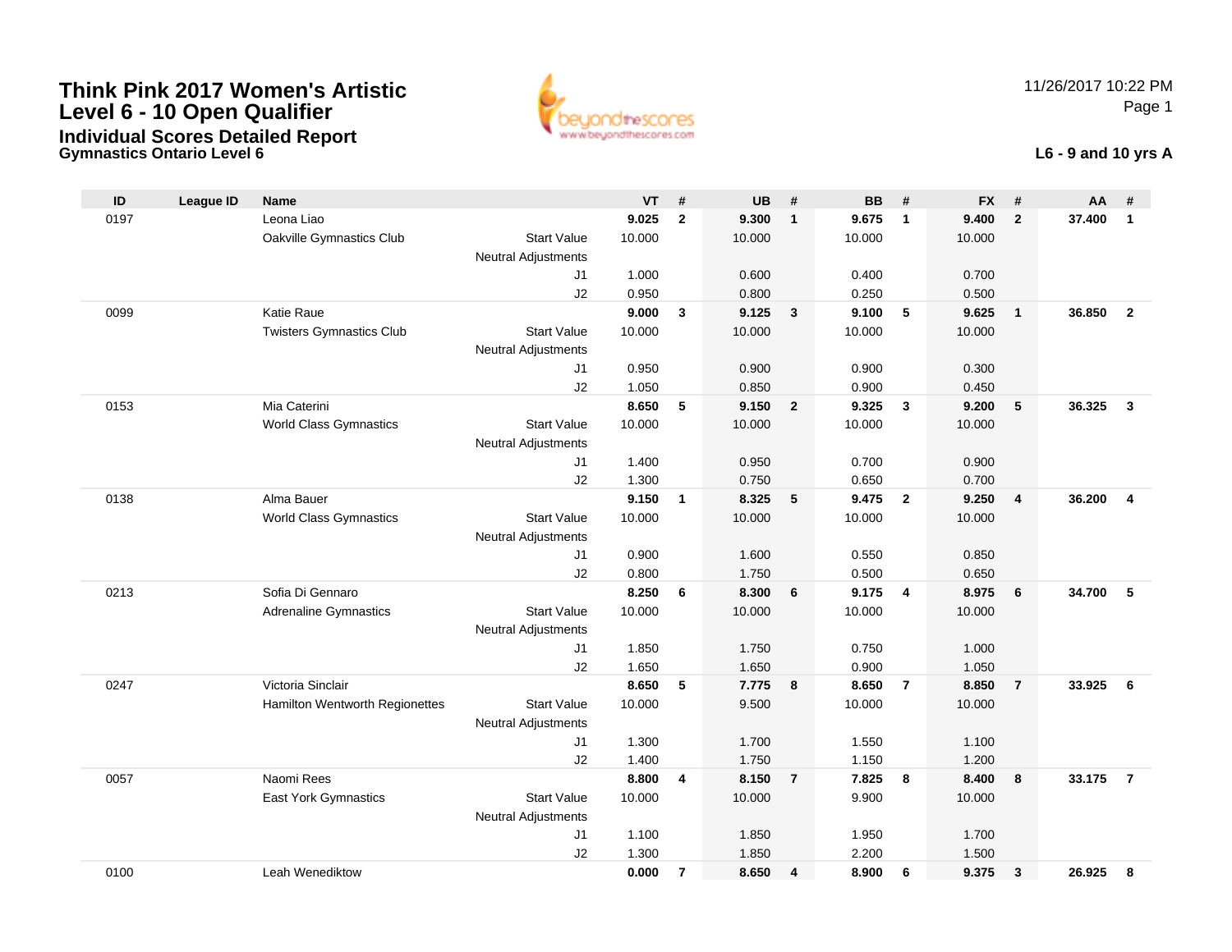# Think Pink 2017 Women's Artistic Level 6 - 10 Open Qualifier

## Individual Scores Detailed Report

**Gymnastics Ontario Level 6**

11/26/2017 10:22 PM

**L6 - 9 and 10 yrs A**

| ID | League ID | Name | | VT | # | UB | # | BB | # | FX | # | AA | # |
|---|---|---|---|---|---|---|---|---|---|---|---|---|---|
| 0197 | | Leona Liao | | **9.025** | **2** | **9.300** | **1** | **9.675** | **1** | **9.400** | **2** | **37.400** | **1** |
| | | Oakville Gymnastics Club | Start Value | 10.000 | | 10.000 | | 10.000 | | 10.000 | | | |
| | | | Neutral Adjustments | | | | | | | | | | |
| | | | J1 | 1.000 | | 0.600 | | 0.400 | | 0.700 | | | |
| | | | J2 | 0.950 | | 0.800 | | 0.250 | | 0.500 | | | |
| 0099 | | Katie Raue | | **9.000** | **3** | **9.125** | **3** | **9.100** | **5** | **9.625** | **1** | **36.850** | **2** |
| | | Twisters Gymnastics Club | Start Value | 10.000 | | 10.000 | | 10.000 | | 10.000 | | | |
| | | | Neutral Adjustments | | | | | | | | | | |
| | | | J1 | 0.950 | | 0.900 | | 0.900 | | 0.300 | | | |
| | | | J2 | 1.050 | | 0.850 | | 0.900 | | 0.450 | | | |
| 0153 | | Mia Caterini | | **8.650** | **5** | **9.150** | **2** | **9.325** | **3** | **9.200** | **5** | **36.325** | **3** |
| | | World Class Gymnastics | Start Value | 10.000 | | 10.000 | | 10.000 | | 10.000 | | | |
| | | | Neutral Adjustments | | | | | | | | | | |
| | | | J1 | 1.400 | | 0.950 | | 0.700 | | 0.900 | | | |
| | | | J2 | 1.300 | | 0.750 | | 0.650 | | 0.700 | | | |
| 0138 | | Alma Bauer | | **9.150** | **1** | **8.325** | **5** | **9.475** | **2** | **9.250** | **4** | **36.200** | **4** |
| | | World Class Gymnastics | Start Value | 10.000 | | 10.000 | | 10.000 | | 10.000 | | | |
| | | | Neutral Adjustments | | | | | | | | | | |
| | | | J1 | 0.900 | | 1.600 | | 0.550 | | 0.850 | | | |
| | | | J2 | 0.800 | | 1.750 | | 0.500 | | 0.650 | | | |
| 0213 | | Sofia Di Gennaro | | **8.250** | **6** | **8.300** | **6** | **9.175** | **4** | **8.975** | **6** | **34.700** | **5** |
| | | Adrenaline Gymnastics | Start Value | 10.000 | | 10.000 | | 10.000 | | 10.000 | | | |
| | | | Neutral Adjustments | | | | | | | | | | |
| | | | J1 | 1.850 | | 1.750 | | 0.750 | | 1.000 | | | |
| | | | J2 | 1.650 | | 1.650 | | 0.900 | | 1.050 | | | |
| 0247 | | Victoria Sinclair | | **8.650** | **5** | **7.775** | **8** | **8.650** | **7** | **8.850** | **7** | **33.925** | **6** |
| | | Hamilton Wentworth Regionettes | Start Value | 10.000 | | 9.500 | | 10.000 | | 10.000 | | | |
| | | | Neutral Adjustments | | | | | | | | | | |
| | | | J1 | 1.300 | | 1.700 | | 1.550 | | 1.100 | | | |
| | | | J2 | 1.400 | | 1.750 | | 1.150 | | 1.200 | | | |
| 0057 | | Naomi Rees | | **8.800** | **4** | **8.150** | **7** | **7.825** | **8** | **8.400** | **8** | **33.175** | **7** |
| | | East York Gymnastics | Start Value | 10.000 | | 10.000 | | 9.900 | | 10.000 | | | |
| | | | Neutral Adjustments | | | | | | | | | | |
| | | | J1 | 1.100 | | 1.850 | | 1.950 | | 1.700 | | | |
| | | | J2 | 1.300 | | 1.850 | | 2.200 | | 1.500 | | | |
| 0100 | | Leah Wenediktow | | **0.000** | **7** | **8.650** | **4** | **8.900** | **6** | **9.375** | **3** | **26.925** | **8** |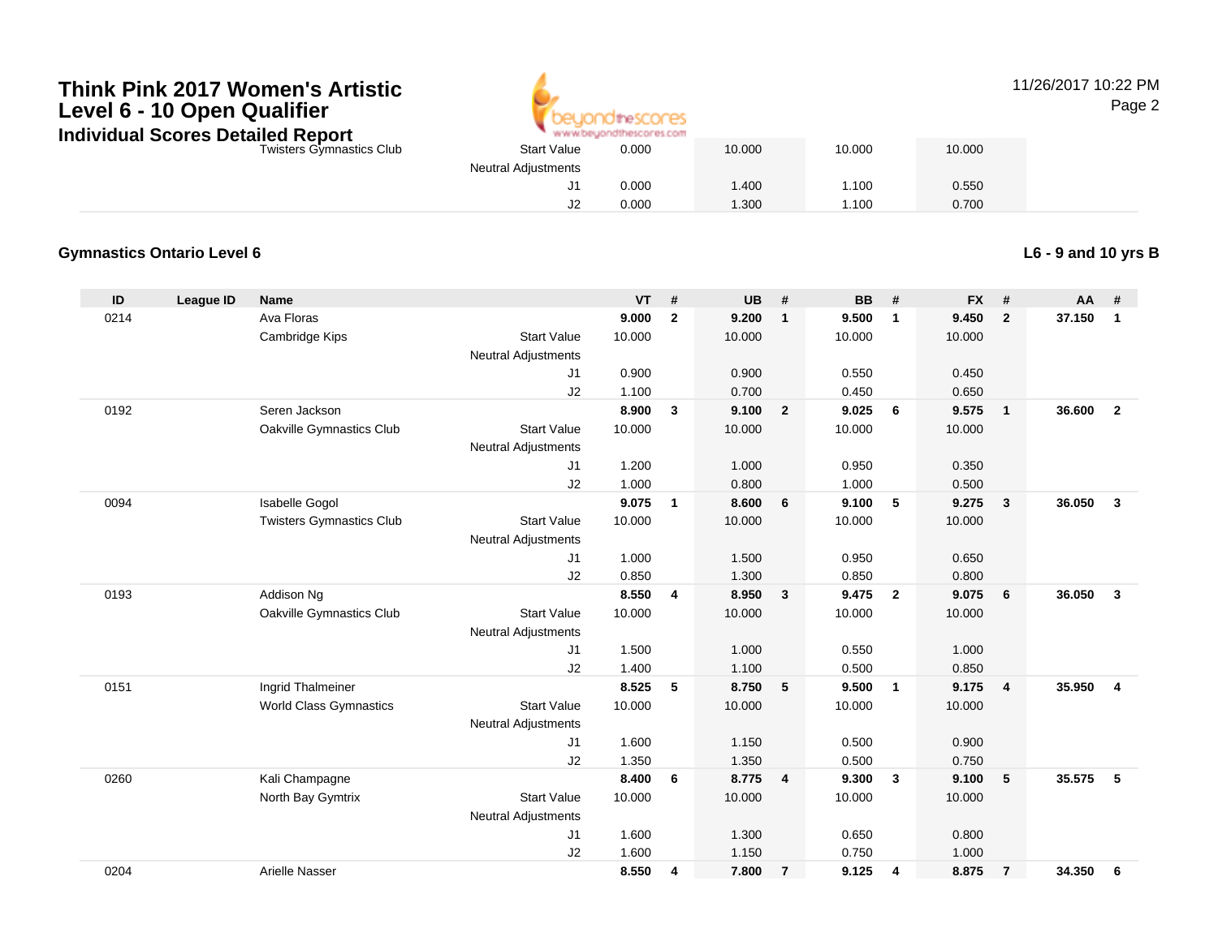# Think Pink 2017 Women's Artistic Level 6 - 10 Open Qualifier

## Individual Scores Detailed Report

11/26/2017 10:22 PM

| | | Twisters Gymnastics Club | Start Value | 0.000 | | 10.000 | | 10.000 | | 10.000 | | | |
|---|---|---|---|---|---|---|---|---|---|---|---|---|---|
| | | | Neutral Adjustments | | | | | | | | | | |
| | | | J1 | 0.000 | | 1.400 | | 1.100 | | 0.550 | | | |
| | | | J2 | 0.000 | | 1.300 | | 1.100 | | 0.700 | | | |

### Gymnastics Ontario Level 6

**L6 - 9 and 10 yrs B**

| ID | League ID | Name | | VT | # | UB | # | BB | # | FX | # | AA | # |
|---|---|---|---|---|---|---|---|---|---|---|---|---|---|
| 0214 | | Ava Floras | | **9.000** | **2** | **9.200** | **1** | **9.500** | **1** | **9.450** | **2** | **37.150** | **1** |
| | | Cambridge Kips | Start Value | 10.000 | | 10.000 | | 10.000 | | 10.000 | | | |
| | | | Neutral Adjustments | | | | | | | | | | |
| | | | J1 | 0.900 | | 0.900 | | 0.550 | | 0.450 | | | |
| | | | J2 | 1.100 | | 0.700 | | 0.450 | | 0.650 | | | |
| 0192 | | Seren Jackson | | **8.900** | **3** | **9.100** | **2** | **9.025** | **6** | **9.575** | **1** | **36.600** | **2** |
| | | Oakville Gymnastics Club | Start Value | 10.000 | | 10.000 | | 10.000 | | 10.000 | | | |
| | | | Neutral Adjustments | | | | | | | | | | |
| | | | J1 | 1.200 | | 1.000 | | 0.950 | | 0.350 | | | |
| | | | J2 | 1.000 | | 0.800 | | 1.000 | | 0.500 | | | |
| 0094 | | Isabelle Gogol | | **9.075** | **1** | **8.600** | **6** | **9.100** | **5** | **9.275** | **3** | **36.050** | **3** |
| | | Twisters Gymnastics Club | Start Value | 10.000 | | 10.000 | | 10.000 | | 10.000 | | | |
| | | | Neutral Adjustments | | | | | | | | | | |
| | | | J1 | 1.000 | | 1.500 | | 0.950 | | 0.650 | | | |
| | | | J2 | 0.850 | | 1.300 | | 0.850 | | 0.800 | | | |
| 0193 | | Addison Ng | | **8.550** | **4** | **8.950** | **3** | **9.475** | **2** | **9.075** | **6** | **36.050** | **3** |
| | | Oakville Gymnastics Club | Start Value | 10.000 | | 10.000 | | 10.000 | | 10.000 | | | |
| | | | Neutral Adjustments | | | | | | | | | | |
| | | | J1 | 1.500 | | 1.000 | | 0.550 | | 1.000 | | | |
| | | | J2 | 1.400 | | 1.100 | | 0.500 | | 0.850 | | | |
| 0151 | | Ingrid Thalmeiner | | **8.525** | **5** | **8.750** | **5** | **9.500** | **1** | **9.175** | **4** | **35.950** | **4** |
| | | World Class Gymnastics | Start Value | 10.000 | | 10.000 | | 10.000 | | 10.000 | | | |
| | | | Neutral Adjustments | | | | | | | | | | |
| | | | J1 | 1.600 | | 1.150 | | 0.500 | | 0.900 | | | |
| | | | J2 | 1.350 | | 1.350 | | 0.500 | | 0.750 | | | |
| 0260 | | Kali Champagne | | **8.400** | **6** | **8.775** | **4** | **9.300** | **3** | **9.100** | **5** | **35.575** | **5** |
| | | North Bay Gymtrix | Start Value | 10.000 | | 10.000 | | 10.000 | | 10.000 | | | |
| | | | Neutral Adjustments | | | | | | | | | | |
| | | | J1 | 1.600 | | 1.300 | | 0.650 | | 0.800 | | | |
| | | | J2 | 1.600 | | 1.150 | | 0.750 | | 1.000 | | | |
| 0204 | | Arielle Nasser | | **8.550** | **4** | **7.800** | **7** | **9.125** | **4** | **8.875** | **7** | **34.350** | **6** |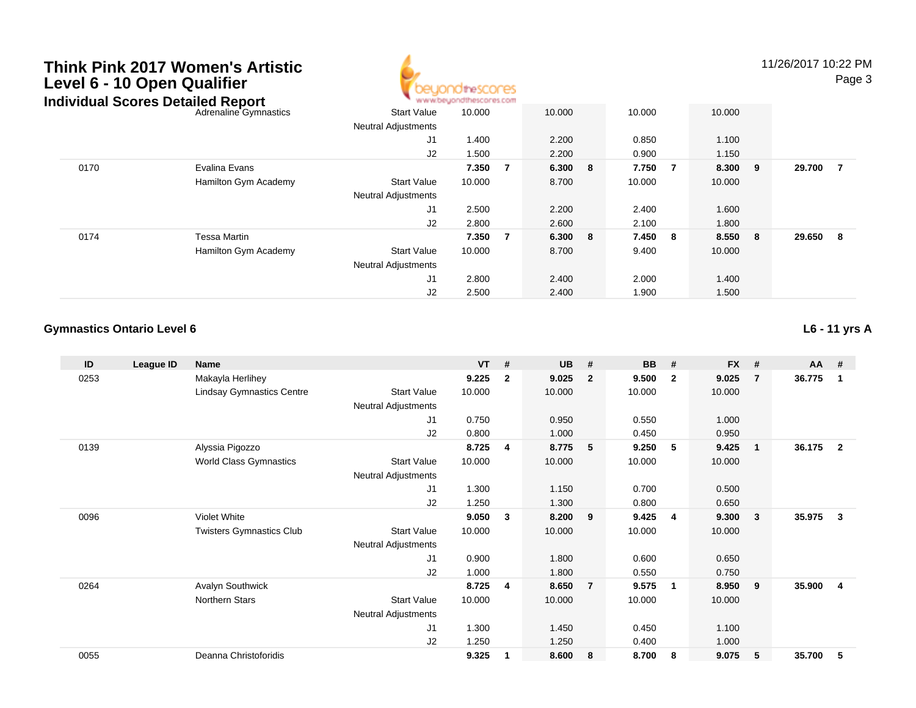# Think Pink 2017 Women's Artistic Level 6 - 10 Open Qualifier

## Individual Scores Detailed Report

| ID | League ID | Name | | VT | # | UB | # | BB | # | FX | # | AA | # |
|---|---|---|---|---|---|---|---|---|---|---|---|---|---|
| | | Adrenaline Gymnastics | Start Value | 10.000 | | 10.000 | | 10.000 | | 10.000 | | | |
| | | | Neutral Adjustments | | | | | | | | | | |
| | | | J1 | 1.400 | | 2.200 | | 0.850 | | 1.100 | | | |
| | | | J2 | 1.500 | | 2.200 | | 0.900 | | 1.150 | | | |
| 0170 | | Evalina Evans | | **7.350** | **7** | **6.300** | **8** | **7.750** | **7** | **8.300** | **9** | **29.700** | **7** |
| | | Hamilton Gym Academy | Start Value | 10.000 | | 8.700 | | 10.000 | | 10.000 | | | |
| | | | Neutral Adjustments | | | | | | | | | | |
| | | | J1 | 2.500 | | 2.200 | | 2.400 | | 1.600 | | | |
| | | | J2 | 2.800 | | 2.600 | | 2.100 | | 1.800 | | | |
| 0174 | | Tessa Martin | | **7.350** | **7** | **6.300** | **8** | **7.450** | **8** | **8.550** | **8** | **29.650** | **8** |
| | | Hamilton Gym Academy | Start Value | 10.000 | | 8.700 | | 9.400 | | 10.000 | | | |
| | | | Neutral Adjustments | | | | | | | | | | |
| | | | J1 | 2.800 | | 2.400 | | 2.000 | | 1.400 | | | |
| | | | J2 | 2.500 | | 2.400 | | 1.900 | | 1.500 | | | |

### Gymnastics Ontario Level 6

**L6 - 11 yrs A**

| ID | League ID | Name | | VT | # | UB | # | BB | # | FX | # | AA | # |
|---|---|---|---|---|---|---|---|---|---|---|---|---|---|
| 0253 | | Makayla Herlihey | | **9.225** | **2** | **9.025** | **2** | **9.500** | **2** | **9.025** | **7** | **36.775** | **1** |
| | | Lindsay Gymnastics Centre | Start Value | 10.000 | | 10.000 | | 10.000 | | 10.000 | | | |
| | | | Neutral Adjustments | | | | | | | | | | |
| | | | J1 | 0.750 | | 0.950 | | 0.550 | | 1.000 | | | |
| | | | J2 | 0.800 | | 1.000 | | 0.450 | | 0.950 | | | |
| 0139 | | Alyssia Pigozzo | | **8.725** | **4** | **8.775** | **5** | **9.250** | **5** | **9.425** | **1** | **36.175** | **2** |
| | | World Class Gymnastics | Start Value | 10.000 | | 10.000 | | 10.000 | | 10.000 | | | |
| | | | Neutral Adjustments | | | | | | | | | | |
| | | | J1 | 1.300 | | 1.150 | | 0.700 | | 0.500 | | | |
| | | | J2 | 1.250 | | 1.300 | | 0.800 | | 0.650 | | | |
| 0096 | | Violet White | | **9.050** | **3** | **8.200** | **9** | **9.425** | **4** | **9.300** | **3** | **35.975** | **3** |
| | | Twisters Gymnastics Club | Start Value | 10.000 | | 10.000 | | 10.000 | | 10.000 | | | |
| | | | Neutral Adjustments | | | | | | | | | | |
| | | | J1 | 0.900 | | 1.800 | | 0.600 | | 0.650 | | | |
| | | | J2 | 1.000 | | 1.800 | | 0.550 | | 0.750 | | | |
| 0264 | | Avalyn Southwick | | **8.725** | **4** | **8.650** | **7** | **9.575** | **1** | **8.950** | **9** | **35.900** | **4** |
| | | Northern Stars | Start Value | 10.000 | | 10.000 | | 10.000 | | 10.000 | | | |
| | | | Neutral Adjustments | | | | | | | | | | |
| | | | J1 | 1.300 | | 1.450 | | 0.450 | | 1.100 | | | |
| | | | J2 | 1.250 | | 1.250 | | 0.400 | | 1.000 | | | |
| 0055 | | Deanna Christoforidis | | **9.325** | **1** | **8.600** | **8** | **8.700** | **8** | **9.075** | **5** | **35.700** | **5** |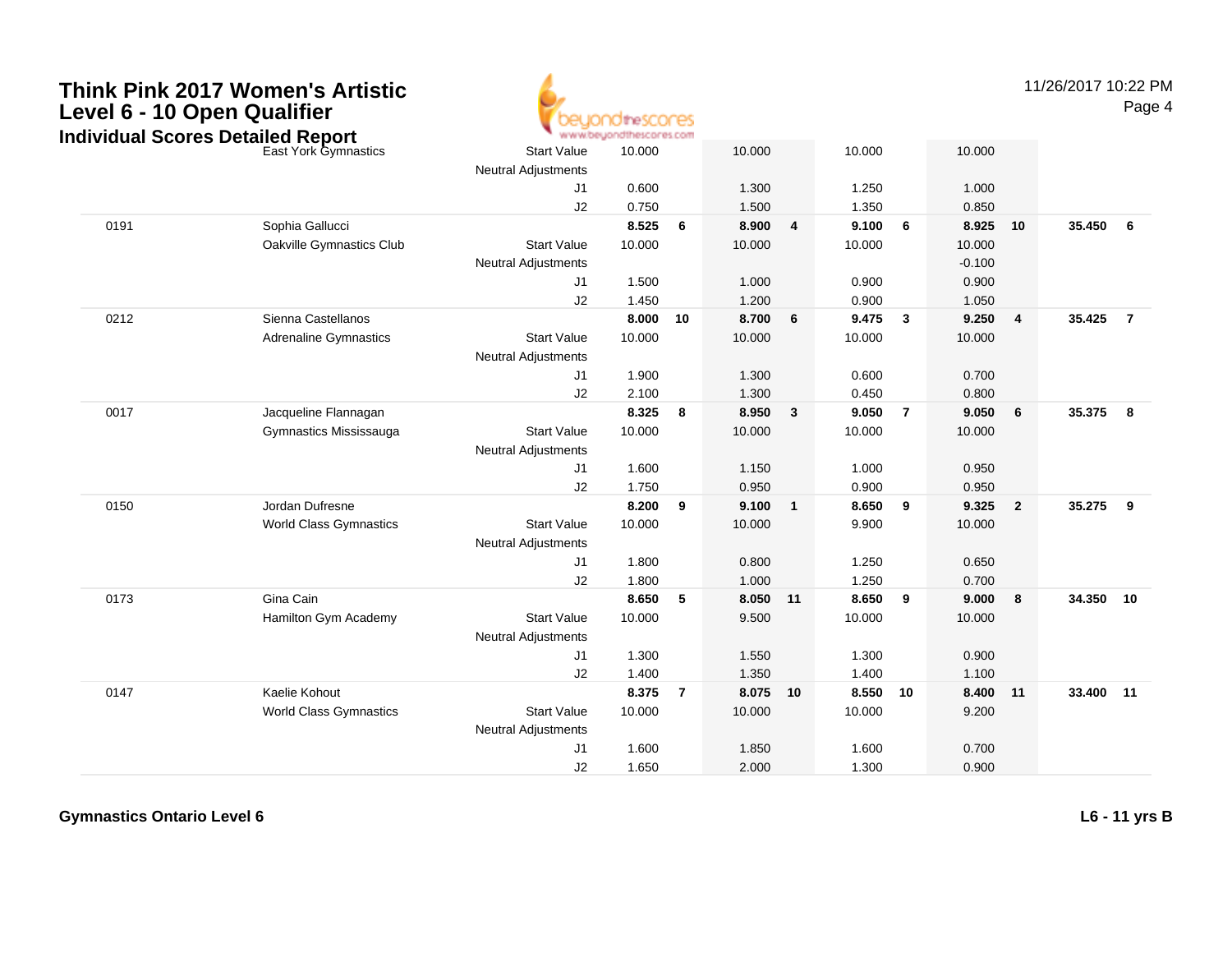# Think Pink 2017 Women's Artistic Level 6 - 10 Open Qualifier

## Individual Scores Detailed Report

| ID | Name / Club | | Vault | Rk | Bars | Rk | Beam | Rk | Floor | Rk | AA | Rk |
|---|---|---|---|---|---|---|---|---|---|---|---|---|
| | East York Gymnastics | Start Value | 10.000 | | 10.000 | | 10.000 | | 10.000 | | | |
| | | Neutral Adjustments | | | | | | | | | | |
| | | J1 | 0.600 | | 1.300 | | 1.250 | | 1.000 | | | |
| | | J2 | 0.750 | | 1.500 | | 1.350 | | 0.850 | | | |
| 0191 | Sophia Gallucci | | **8.525** | **6** | **8.900** | **4** | **9.100** | **6** | **8.925** | **10** | **35.450** | **6** |
| | Oakville Gymnastics Club | Start Value | 10.000 | | 10.000 | | 10.000 | | 10.000 | | | |
| | | Neutral Adjustments | | | | | | | -0.100 | | | |
| | | J1 | 1.500 | | 1.000 | | 0.900 | | 0.900 | | | |
| | | J2 | 1.450 | | 1.200 | | 0.900 | | 1.050 | | | |
| 0212 | Sienna Castellanos | | **8.000** | **10** | **8.700** | **6** | **9.475** | **3** | **9.250** | **4** | **35.425** | **7** |
| | Adrenaline Gymnastics | Start Value | 10.000 | | 10.000 | | 10.000 | | 10.000 | | | |
| | | Neutral Adjustments | | | | | | | | | | |
| | | J1 | 1.900 | | 1.300 | | 0.600 | | 0.700 | | | |
| | | J2 | 2.100 | | 1.300 | | 0.450 | | 0.800 | | | |
| 0017 | Jacqueline Flannagan | | **8.325** | **8** | **8.950** | **3** | **9.050** | **7** | **9.050** | **6** | **35.375** | **8** |
| | Gymnastics Mississauga | Start Value | 10.000 | | 10.000 | | 10.000 | | 10.000 | | | |
| | | Neutral Adjustments | | | | | | | | | | |
| | | J1 | 1.600 | | 1.150 | | 1.000 | | 0.950 | | | |
| | | J2 | 1.750 | | 0.950 | | 0.900 | | 0.950 | | | |
| 0150 | Jordan Dufresne | | **8.200** | **9** | **9.100** | **1** | **8.650** | **9** | **9.325** | **2** | **35.275** | **9** |
| | World Class Gymnastics | Start Value | 10.000 | | 10.000 | | 9.900 | | 10.000 | | | |
| | | Neutral Adjustments | | | | | | | | | | |
| | | J1 | 1.800 | | 0.800 | | 1.250 | | 0.650 | | | |
| | | J2 | 1.800 | | 1.000 | | 1.250 | | 0.700 | | | |
| 0173 | Gina Cain | | **8.650** | **5** | **8.050** | **11** | **8.650** | **9** | **9.000** | **8** | **34.350** | **10** |
| | Hamilton Gym Academy | Start Value | 10.000 | | 9.500 | | 10.000 | | 10.000 | | | |
| | | Neutral Adjustments | | | | | | | | | | |
| | | J1 | 1.300 | | 1.550 | | 1.300 | | 0.900 | | | |
| | | J2 | 1.400 | | 1.350 | | 1.400 | | 1.100 | | | |
| 0147 | Kaelie Kohout | | **8.375** | **7** | **8.075** | **10** | **8.550** | **10** | **8.400** | **11** | **33.400** | **11** |
| | World Class Gymnastics | Start Value | 10.000 | | 10.000 | | 10.000 | | 9.200 | | | |
| | | Neutral Adjustments | | | | | | | | | | |
| | | J1 | 1.600 | | 1.850 | | 1.600 | | 0.700 | | | |
| | | J2 | 1.650 | | 2.000 | | 1.300 | | 0.900 | | | |

**Gymnastics Ontario Level 6** **L6 - 11 yrs B**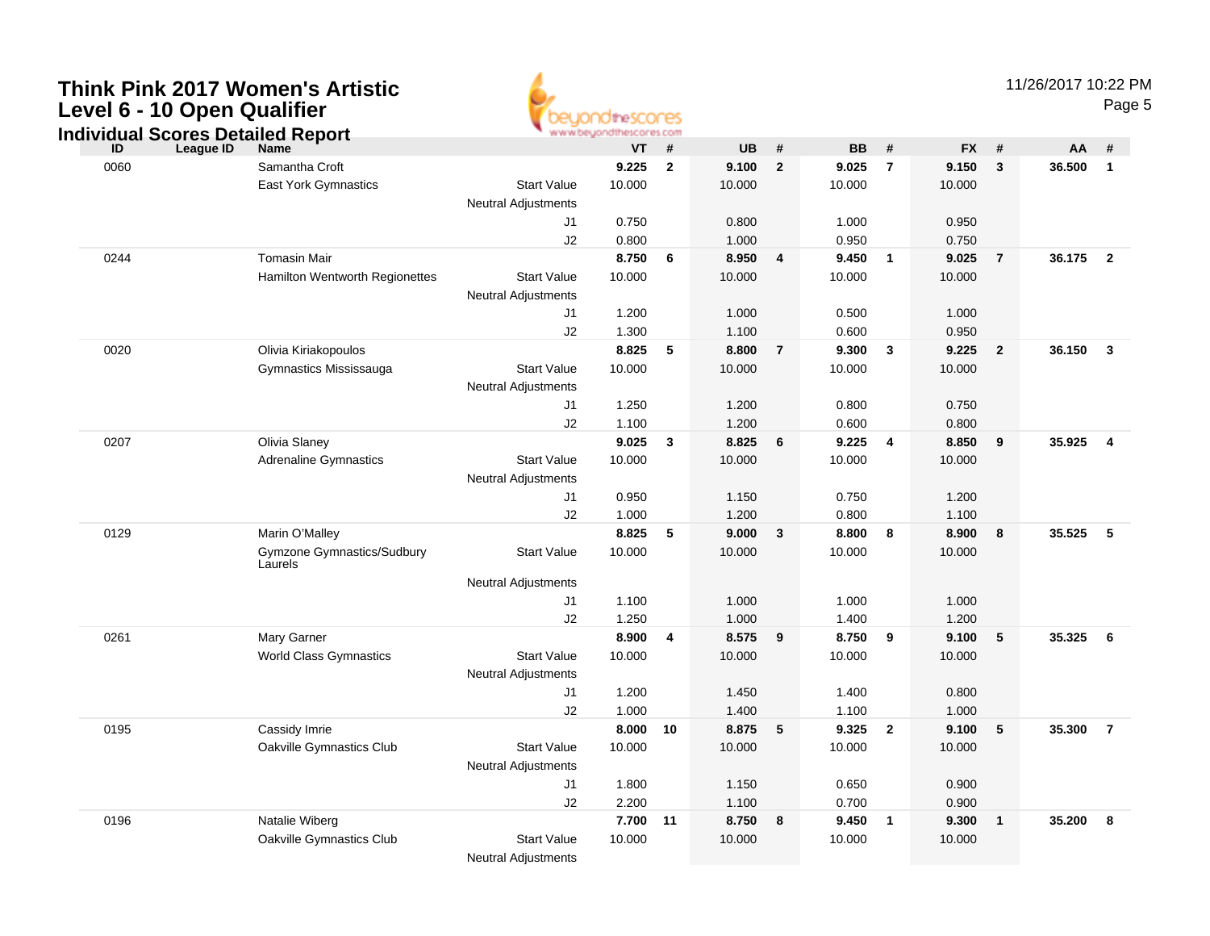# Think Pink 2017 Women's Artistic Level 6 - 10 Open Qualifier

## Individual Scores Detailed Report

11/26/2017 10:22 PM

| ID | League ID | Name | | VT | # | UB | # | BB | # | FX | # | AA | # |
|---|---|---|---|---|---|---|---|---|---|---|---|---|---|
| 0060 | | Samantha Croft | | **9.225** | **2** | **9.100** | **2** | **9.025** | **7** | **9.150** | **3** | **36.500** | **1** |
| | | East York Gymnastics | Start Value | 10.000 | | 10.000 | | 10.000 | | 10.000 | | | |
| | | | Neutral Adjustments | | | | | | | | | | |
| | | | J1 | 0.750 | | 0.800 | | 1.000 | | 0.950 | | | |
| | | | J2 | 0.800 | | 1.000 | | 0.950 | | 0.750 | | | |
| 0244 | | Tomasin Mair | | **8.750** | **6** | **8.950** | **4** | **9.450** | **1** | **9.025** | **7** | **36.175** | **2** |
| | | Hamilton Wentworth Regionettes | Start Value | 10.000 | | 10.000 | | 10.000 | | 10.000 | | | |
| | | | Neutral Adjustments | | | | | | | | | | |
| | | | J1 | 1.200 | | 1.000 | | 0.500 | | 1.000 | | | |
| | | | J2 | 1.300 | | 1.100 | | 0.600 | | 0.950 | | | |
| 0020 | | Olivia Kiriakopoulos | | **8.825** | **5** | **8.800** | **7** | **9.300** | **3** | **9.225** | **2** | **36.150** | **3** |
| | | Gymnastics Mississauga | Start Value | 10.000 | | 10.000 | | 10.000 | | 10.000 | | | |
| | | | Neutral Adjustments | | | | | | | | | | |
| | | | J1 | 1.250 | | 1.200 | | 0.800 | | 0.750 | | | |
| | | | J2 | 1.100 | | 1.200 | | 0.600 | | 0.800 | | | |
| 0207 | | Olivia Slaney | | **9.025** | **3** | **8.825** | **6** | **9.225** | **4** | **8.850** | **9** | **35.925** | **4** |
| | | Adrenaline Gymnastics | Start Value | 10.000 | | 10.000 | | 10.000 | | 10.000 | | | |
| | | | Neutral Adjustments | | | | | | | | | | |
| | | | J1 | 0.950 | | 1.150 | | 0.750 | | 1.200 | | | |
| | | | J2 | 1.000 | | 1.200 | | 0.800 | | 1.100 | | | |
| 0129 | | Marin O'Malley | | **8.825** | **5** | **9.000** | **3** | **8.800** | **8** | **8.900** | **8** | **35.525** | **5** |
| | | Gymzone Gymnastics/Sudbury Laurels | Start Value | 10.000 | | 10.000 | | 10.000 | | 10.000 | | | |
| | | | Neutral Adjustments | | | | | | | | | | |
| | | | J1 | 1.100 | | 1.000 | | 1.000 | | 1.000 | | | |
| | | | J2 | 1.250 | | 1.000 | | 1.400 | | 1.200 | | | |
| 0261 | | Mary Garner | | **8.900** | **4** | **8.575** | **9** | **8.750** | **9** | **9.100** | **5** | **35.325** | **6** |
| | | World Class Gymnastics | Start Value | 10.000 | | 10.000 | | 10.000 | | 10.000 | | | |
| | | | Neutral Adjustments | | | | | | | | | | |
| | | | J1 | 1.200 | | 1.450 | | 1.400 | | 0.800 | | | |
| | | | J2 | 1.000 | | 1.400 | | 1.100 | | 1.000 | | | |
| 0195 | | Cassidy Imrie | | **8.000** | **10** | **8.875** | **5** | **9.325** | **2** | **9.100** | **5** | **35.300** | **7** |
| | | Oakville Gymnastics Club | Start Value | 10.000 | | 10.000 | | 10.000 | | 10.000 | | | |
| | | | Neutral Adjustments | | | | | | | | | | |
| | | | J1 | 1.800 | | 1.150 | | 0.650 | | 0.900 | | | |
| | | | J2 | 2.200 | | 1.100 | | 0.700 | | 0.900 | | | |
| 0196 | | Natalie Wiberg | | **7.700** | **11** | **8.750** | **8** | **9.450** | **1** | **9.300** | **1** | **35.200** | **8** |
| | | Oakville Gymnastics Club | Start Value | 10.000 | | 10.000 | | 10.000 | | 10.000 | | | |
| | | | Neutral Adjustments | | | | | | | | | | |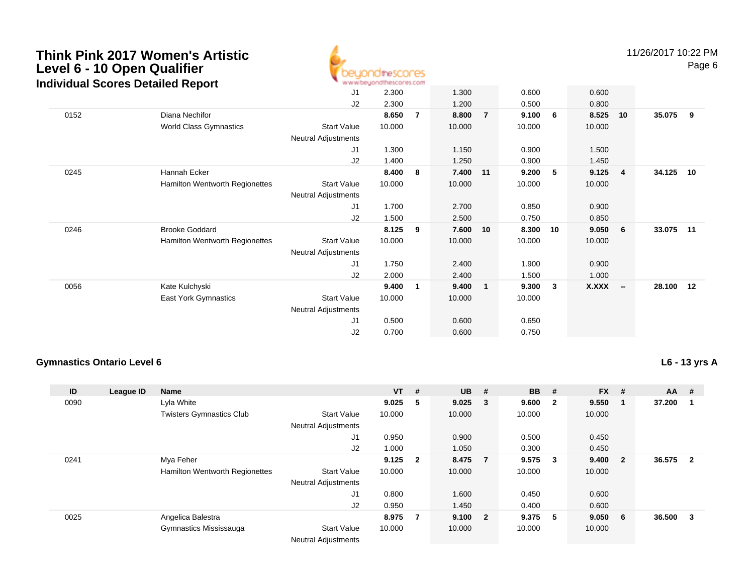# Think Pink 2017 Women's Artistic Level 6 - 10 Open Qualifier

## Individual Scores Detailed Report

| ID | League ID | Name | | VT | # | UB | # | BB | # | FX | # | AA | # |
|---|---|---|---|---|---|---|---|---|---|---|---|---|---|
| | | | J1 | 2.300 | | 1.300 | | 0.600 | | 0.600 | | | |
| | | | J2 | 2.300 | | 1.200 | | 0.500 | | 0.800 | | | |
| 0152 | | Diana Nechifor | | **8.650** | **7** | **8.800** | **7** | **9.100** | **6** | **8.525** | **10** | **35.075** | **9** |
| | | World Class Gymnastics | Start Value | 10.000 | | 10.000 | | 10.000 | | 10.000 | | | |
| | | | Neutral Adjustments | | | | | | | | | | |
| | | | J1 | 1.300 | | 1.150 | | 0.900 | | 1.500 | | | |
| | | | J2 | 1.400 | | 1.250 | | 0.900 | | 1.450 | | | |
| 0245 | | Hannah Ecker | | **8.400** | **8** | **7.400** | **11** | **9.200** | **5** | **9.125** | **4** | **34.125** | **10** |
| | | Hamilton Wentworth Regionettes | Start Value | 10.000 | | 10.000 | | 10.000 | | 10.000 | | | |
| | | | Neutral Adjustments | | | | | | | | | | |
| | | | J1 | 1.700 | | 2.700 | | 0.850 | | 0.900 | | | |
| | | | J2 | 1.500 | | 2.500 | | 0.750 | | 0.850 | | | |
| 0246 | | Brooke Goddard | | **8.125** | **9** | **7.600** | **10** | **8.300** | **10** | **9.050** | **6** | **33.075** | **11** |
| | | Hamilton Wentworth Regionettes | Start Value | 10.000 | | 10.000 | | 10.000 | | 10.000 | | | |
| | | | Neutral Adjustments | | | | | | | | | | |
| | | | J1 | 1.750 | | 2.400 | | 1.900 | | 0.900 | | | |
| | | | J2 | 2.000 | | 2.400 | | 1.500 | | 1.000 | | | |
| 0056 | | Kate Kulchyski | | **9.400** | **1** | **9.400** | **1** | **9.300** | **3** | **X.XXX** | **--** | **28.100** | **12** |
| | | East York Gymnastics | Start Value | 10.000 | | 10.000 | | 10.000 | | | | | |
| | | | Neutral Adjustments | | | | | | | | | | |
| | | | J1 | 0.500 | | 0.600 | | 0.650 | | | | | |
| | | | J2 | 0.700 | | 0.600 | | 0.750 | | | | | |

### Gymnastics Ontario Level 6

**L6 - 13 yrs A**

| ID | League ID | Name | | VT | # | UB | # | BB | # | FX | # | AA | # |
|---|---|---|---|---|---|---|---|---|---|---|---|---|---|
| 0090 | | Lyla White | | **9.025** | **5** | **9.025** | **3** | **9.600** | **2** | **9.550** | **1** | **37.200** | **1** |
| | | Twisters Gymnastics Club | Start Value | 10.000 | | 10.000 | | 10.000 | | 10.000 | | | |
| | | | Neutral Adjustments | | | | | | | | | | |
| | | | J1 | 0.950 | | 0.900 | | 0.500 | | 0.450 | | | |
| | | | J2 | 1.000 | | 1.050 | | 0.300 | | 0.450 | | | |
| 0241 | | Mya Feher | | **9.125** | **2** | **8.475** | **7** | **9.575** | **3** | **9.400** | **2** | **36.575** | **2** |
| | | Hamilton Wentworth Regionettes | Start Value | 10.000 | | 10.000 | | 10.000 | | 10.000 | | | |
| | | | Neutral Adjustments | | | | | | | | | | |
| | | | J1 | 0.800 | | 1.600 | | 0.450 | | 0.600 | | | |
| | | | J2 | 0.950 | | 1.450 | | 0.400 | | 0.600 | | | |
| 0025 | | Angelica Balestra | | **8.975** | **7** | **9.100** | **2** | **9.375** | **5** | **9.050** | **6** | **36.500** | **3** |
| | | Gymnastics Mississauga | Start Value | 10.000 | | 10.000 | | 10.000 | | 10.000 | | | |
| | | | Neutral Adjustments | | | | | | | | | | |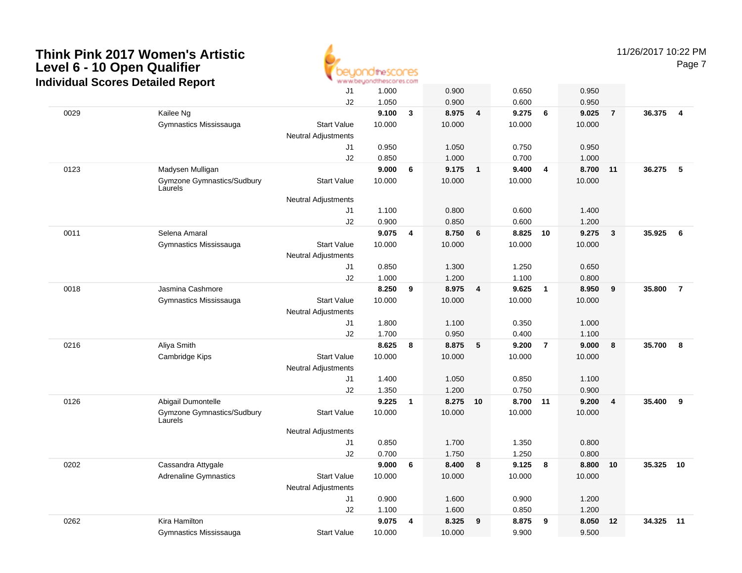# Think Pink 2017 Women's Artistic
## Level 6 - 10 Open Qualifier
### Individual Scores Detailed Report

11/26/2017 10:22 PM

| # | Name | | Vault | Rank | Bars | Rank | Beam | Rank | Floor | Rank | AA | Rank |
|---|---|---|---|---|---|---|---|---|---|---|---|---|
| | | J1 | 1.000 | | 0.900 | | 0.650 | | 0.950 | | | |
| | | J2 | 1.050 | | 0.900 | | 0.600 | | 0.950 | | | |
| 0029 | Kailee Ng | | **9.100** | **3** | **8.975** | **4** | **9.275** | **6** | **9.025** | **7** | **36.375** | **4** |
| | Gymnastics Mississauga | Start Value | 10.000 | | 10.000 | | 10.000 | | 10.000 | | | |
| | | Neutral Adjustments | | | | | | | | | | |
| | | J1 | 0.950 | | 1.050 | | 0.750 | | 0.950 | | | |
| | | J2 | 0.850 | | 1.000 | | 0.700 | | 1.000 | | | |
| 0123 | Madysen Mulligan | | **9.000** | **6** | **9.175** | **1** | **9.400** | **4** | **8.700** | **11** | **36.275** | **5** |
| | Gymzone Gymnastics/Sudbury Laurels | Start Value | 10.000 | | 10.000 | | 10.000 | | 10.000 | | | |
| | | Neutral Adjustments | | | | | | | | | | |
| | | J1 | 1.100 | | 0.800 | | 0.600 | | 1.400 | | | |
| | | J2 | 0.900 | | 0.850 | | 0.600 | | 1.200 | | | |
| 0011 | Selena Amaral | | **9.075** | **4** | **8.750** | **6** | **8.825** | **10** | **9.275** | **3** | **35.925** | **6** |
| | Gymnastics Mississauga | Start Value | 10.000 | | 10.000 | | 10.000 | | 10.000 | | | |
| | | Neutral Adjustments | | | | | | | | | | |
| | | J1 | 0.850 | | 1.300 | | 1.250 | | 0.650 | | | |
| | | J2 | 1.000 | | 1.200 | | 1.100 | | 0.800 | | | |
| 0018 | Jasmina Cashmore | | **8.250** | **9** | **8.975** | **4** | **9.625** | **1** | **8.950** | **9** | **35.800** | **7** |
| | Gymnastics Mississauga | Start Value | 10.000 | | 10.000 | | 10.000 | | 10.000 | | | |
| | | Neutral Adjustments | | | | | | | | | | |
| | | J1 | 1.800 | | 1.100 | | 0.350 | | 1.000 | | | |
| | | J2 | 1.700 | | 0.950 | | 0.400 | | 1.100 | | | |
| 0216 | Aliya Smith | | **8.625** | **8** | **8.875** | **5** | **9.200** | **7** | **9.000** | **8** | **35.700** | **8** |
| | Cambridge Kips | Start Value | 10.000 | | 10.000 | | 10.000 | | 10.000 | | | |
| | | Neutral Adjustments | | | | | | | | | | |
| | | J1 | 1.400 | | 1.050 | | 0.850 | | 1.100 | | | |
| | | J2 | 1.350 | | 1.200 | | 0.750 | | 0.900 | | | |
| 0126 | Abigail Dumontelle | | **9.225** | **1** | **8.275** | **10** | **8.700** | **11** | **9.200** | **4** | **35.400** | **9** |
| | Gymzone Gymnastics/Sudbury Laurels | Start Value | 10.000 | | 10.000 | | 10.000 | | 10.000 | | | |
| | | Neutral Adjustments | | | | | | | | | | |
| | | J1 | 0.850 | | 1.700 | | 1.350 | | 0.800 | | | |
| | | J2 | 0.700 | | 1.750 | | 1.250 | | 0.800 | | | |
| 0202 | Cassandra Attygale | | **9.000** | **6** | **8.400** | **8** | **9.125** | **8** | **8.800** | **10** | **35.325** | **10** |
| | Adrenaline Gymnastics | Start Value | 10.000 | | 10.000 | | 10.000 | | 10.000 | | | |
| | | Neutral Adjustments | | | | | | | | | | |
| | | J1 | 0.900 | | 1.600 | | 0.900 | | 1.200 | | | |
| | | J2 | 1.100 | | 1.600 | | 0.850 | | 1.200 | | | |
| 0262 | Kira Hamilton | | **9.075** | **4** | **8.325** | **9** | **8.875** | **9** | **8.050** | **12** | **34.325** | **11** |
| | Gymnastics Mississauga | Start Value | 10.000 | | 10.000 | | 9.900 | | 9.500 | | | |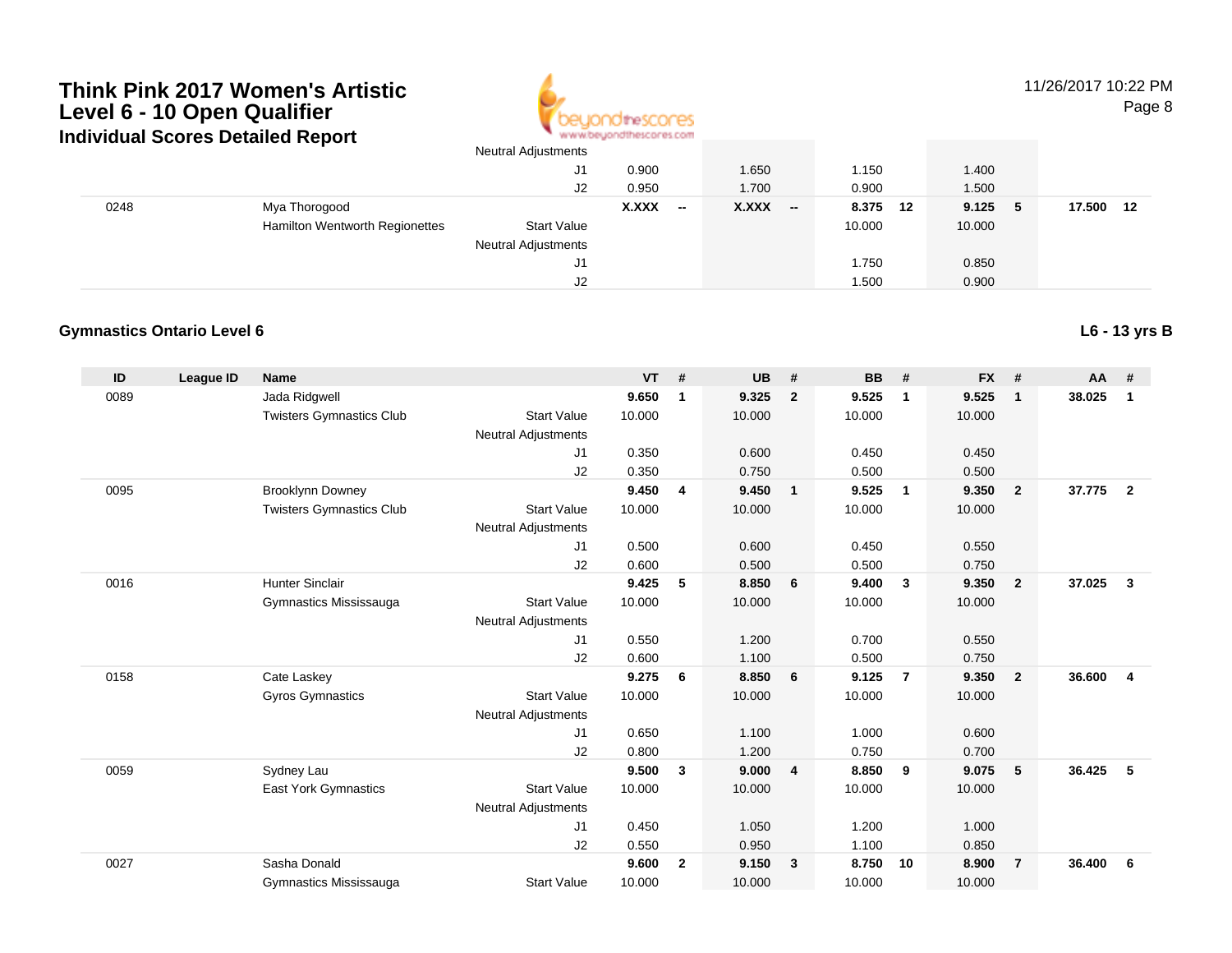# Think Pink 2017 Women's Artistic Level 6 - 10 Open Qualifier

## Individual Scores Detailed Report

11/26/2017 10:22 PM

| ID | League ID | Name | | VT | # | UB | # | BB | # | FX | # | AA | # |
|---|---|---|---|---|---|---|---|---|---|---|---|---|---|
| | | | Neutral Adjustments | | | | | | | | | | |
| | | | J1 | 0.900 | | 1.650 | | 1.150 | | 1.400 | | | |
| | | | J2 | 0.950 | | 1.700 | | 0.900 | | 1.500 | | | |
| 0248 | | Mya Thorogood | | **X.XXX** | **--** | **X.XXX** | **--** | **8.375** | **12** | **9.125** | **5** | **17.500** | **12** |
| | | Hamilton Wentworth Regionettes | Start Value | | | | | 10.000 | | 10.000 | | | |
| | | | Neutral Adjustments | | | | | | | | | | |
| | | | J1 | | | | | 1.750 | | 0.850 | | | |
| | | | J2 | | | | | 1.500 | | 0.900 | | | |

### Gymnastics Ontario Level 6

**L6 - 13 yrs B**

| ID | League ID | Name | | VT | # | UB | # | BB | # | FX | # | AA | # |
|---|---|---|---|---|---|---|---|---|---|---|---|---|---|
| 0089 | | Jada Ridgwell | | **9.650** | **1** | **9.325** | **2** | **9.525** | **1** | **9.525** | **1** | **38.025** | **1** |
| | | Twisters Gymnastics Club | Start Value | 10.000 | | 10.000 | | 10.000 | | 10.000 | | | |
| | | | Neutral Adjustments | | | | | | | | | | |
| | | | J1 | 0.350 | | 0.600 | | 0.450 | | 0.450 | | | |
| | | | J2 | 0.350 | | 0.750 | | 0.500 | | 0.500 | | | |
| 0095 | | Brooklynn Downey | | **9.450** | **4** | **9.450** | **1** | **9.525** | **1** | **9.350** | **2** | **37.775** | **2** |
| | | Twisters Gymnastics Club | Start Value | 10.000 | | 10.000 | | 10.000 | | 10.000 | | | |
| | | | Neutral Adjustments | | | | | | | | | | |
| | | | J1 | 0.500 | | 0.600 | | 0.450 | | 0.550 | | | |
| | | | J2 | 0.600 | | 0.500 | | 0.500 | | 0.750 | | | |
| 0016 | | Hunter Sinclair | | **9.425** | **5** | **8.850** | **6** | **9.400** | **3** | **9.350** | **2** | **37.025** | **3** |
| | | Gymnastics Mississauga | Start Value | 10.000 | | 10.000 | | 10.000 | | 10.000 | | | |
| | | | Neutral Adjustments | | | | | | | | | | |
| | | | J1 | 0.550 | | 1.200 | | 0.700 | | 0.550 | | | |
| | | | J2 | 0.600 | | 1.100 | | 0.500 | | 0.750 | | | |
| 0158 | | Cate Laskey | | **9.275** | **6** | **8.850** | **6** | **9.125** | **7** | **9.350** | **2** | **36.600** | **4** |
| | | Gyros Gymnastics | Start Value | 10.000 | | 10.000 | | 10.000 | | 10.000 | | | |
| | | | Neutral Adjustments | | | | | | | | | | |
| | | | J1 | 0.650 | | 1.100 | | 1.000 | | 0.600 | | | |
| | | | J2 | 0.800 | | 1.200 | | 0.750 | | 0.700 | | | |
| 0059 | | Sydney Lau | | **9.500** | **3** | **9.000** | **4** | **8.850** | **9** | **9.075** | **5** | **36.425** | **5** |
| | | East York Gymnastics | Start Value | 10.000 | | 10.000 | | 10.000 | | 10.000 | | | |
| | | | Neutral Adjustments | | | | | | | | | | |
| | | | J1 | 0.450 | | 1.050 | | 1.200 | | 1.000 | | | |
| | | | J2 | 0.550 | | 0.950 | | 1.100 | | 0.850 | | | |
| 0027 | | Sasha Donald | | **9.600** | **2** | **9.150** | **3** | **8.750** | **10** | **8.900** | **7** | **36.400** | **6** |
| | | Gymnastics Mississauga | Start Value | 10.000 | | 10.000 | | 10.000 | | 10.000 | | | |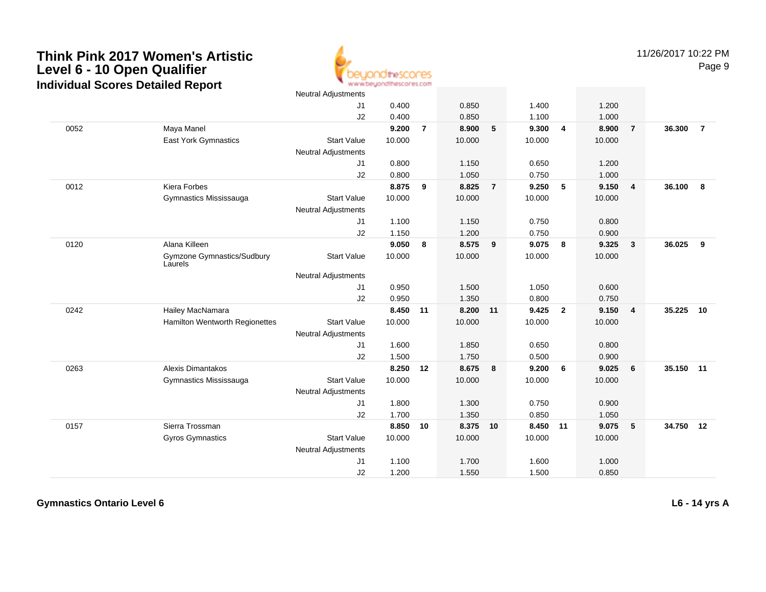# Think Pink 2017 Women's Artistic Level 6 - 10 Open Qualifier

## Individual Scores Detailed Report

| | | | | | | | | | | | | |
|---|---|---|---|---|---|---|---|---|---|---|---|---|
| | | Neutral Adjustments | | | | | | | | | | |
| | | J1 | 0.400 | | 0.850 | | 1.400 | | 1.200 | | | |
| | | J2 | 0.400 | | 0.850 | | 1.100 | | 1.000 | | | |
| 0052 | Maya Manel | | **9.200** | **7** | **8.900** | **5** | **9.300** | **4** | **8.900** | **7** | **36.300** | **7** |
| | East York Gymnastics | Start Value | 10.000 | | 10.000 | | 10.000 | | 10.000 | | | |
| | | Neutral Adjustments | | | | | | | | | | |
| | | J1 | 0.800 | | 1.150 | | 0.650 | | 1.200 | | | |
| | | J2 | 0.800 | | 1.050 | | 0.750 | | 1.000 | | | |
| 0012 | Kiera Forbes | | **8.875** | **9** | **8.825** | **7** | **9.250** | **5** | **9.150** | **4** | **36.100** | **8** |
| | Gymnastics Mississauga | Start Value | 10.000 | | 10.000 | | 10.000 | | 10.000 | | | |
| | | Neutral Adjustments | | | | | | | | | | |
| | | J1 | 1.100 | | 1.150 | | 0.750 | | 0.800 | | | |
| | | J2 | 1.150 | | 1.200 | | 0.750 | | 0.900 | | | |
| 0120 | Alana Killeen | | **9.050** | **8** | **8.575** | **9** | **9.075** | **8** | **9.325** | **3** | **36.025** | **9** |
| | Gymzone Gymnastics/Sudbury Laurels | Start Value | 10.000 | | 10.000 | | 10.000 | | 10.000 | | | |
| | | Neutral Adjustments | | | | | | | | | | |
| | | J1 | 0.950 | | 1.500 | | 1.050 | | 0.600 | | | |
| | | J2 | 0.950 | | 1.350 | | 0.800 | | 0.750 | | | |
| 0242 | Hailey MacNamara | | **8.450** | **11** | **8.200** | **11** | **9.425** | **2** | **9.150** | **4** | **35.225** | **10** |
| | Hamilton Wentworth Regionettes | Start Value | 10.000 | | 10.000 | | 10.000 | | 10.000 | | | |
| | | Neutral Adjustments | | | | | | | | | | |
| | | J1 | 1.600 | | 1.850 | | 0.650 | | 0.800 | | | |
| | | J2 | 1.500 | | 1.750 | | 0.500 | | 0.900 | | | |
| 0263 | Alexis Dimantakos | | **8.250** | **12** | **8.675** | **8** | **9.200** | **6** | **9.025** | **6** | **35.150** | **11** |
| | Gymnastics Mississauga | Start Value | 10.000 | | 10.000 | | 10.000 | | 10.000 | | | |
| | | Neutral Adjustments | | | | | | | | | | |
| | | J1 | 1.800 | | 1.300 | | 0.750 | | 0.900 | | | |
| | | J2 | 1.700 | | 1.350 | | 0.850 | | 1.050 | | | |
| 0157 | Sierra Trossman | | **8.850** | **10** | **8.375** | **10** | **8.450** | **11** | **9.075** | **5** | **34.750** | **12** |
| | Gyros Gymnastics | Start Value | 10.000 | | 10.000 | | 10.000 | | 10.000 | | | |
| | | Neutral Adjustments | | | | | | | | | | |
| | | J1 | 1.100 | | 1.700 | | 1.600 | | 1.000 | | | |
| | | J2 | 1.200 | | 1.550 | | 1.500 | | 0.850 | | | |

**Gymnastics Ontario Level 6** **L6 - 14 yrs A**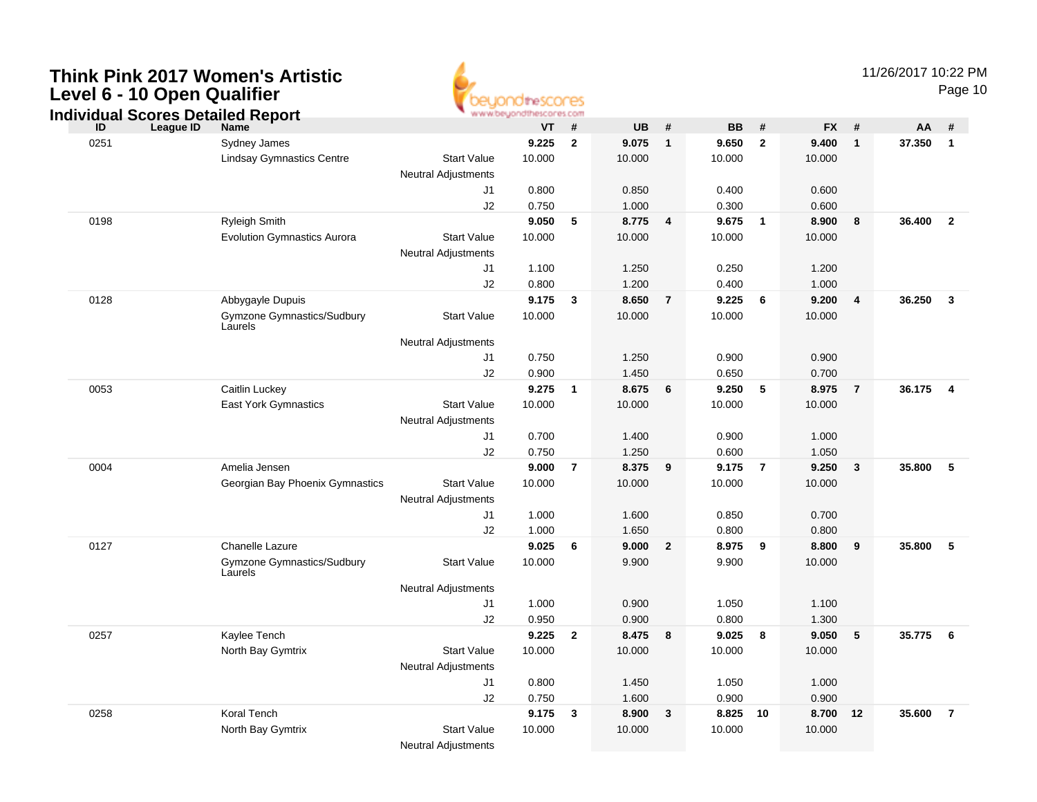# Think Pink 2017 Women's Artistic
## Level 6 - 10 Open Qualifier
### Individual Scores Detailed Report

11/26/2017 10:22 PM

| ID | League ID | Name | | VT | # | UB | # | BB | # | FX | # | AA | # |
|---|---|---|---|---|---|---|---|---|---|---|---|---|---|
| 0251 | | Sydney James | | **9.225** | **2** | **9.075** | **1** | **9.650** | **2** | **9.400** | **1** | **37.350** | **1** |
| | | Lindsay Gymnastics Centre | Start Value | 10.000 | | 10.000 | | 10.000 | | 10.000 | | | |
| | | | Neutral Adjustments | | | | | | | | | | |
| | | | J1 | 0.800 | | 0.850 | | 0.400 | | 0.600 | | | |
| | | | J2 | 0.750 | | 1.000 | | 0.300 | | 0.600 | | | |
| 0198 | | Ryleigh Smith | | **9.050** | **5** | **8.775** | **4** | **9.675** | **1** | **8.900** | **8** | **36.400** | **2** |
| | | Evolution Gymnastics Aurora | Start Value | 10.000 | | 10.000 | | 10.000 | | 10.000 | | | |
| | | | Neutral Adjustments | | | | | | | | | | |
| | | | J1 | 1.100 | | 1.250 | | 0.250 | | 1.200 | | | |
| | | | J2 | 0.800 | | 1.200 | | 0.400 | | 1.000 | | | |
| 0128 | | Abbygayle Dupuis | | **9.175** | **3** | **8.650** | **7** | **9.225** | **6** | **9.200** | **4** | **36.250** | **3** |
| | | Gymzone Gymnastics/Sudbury Laurels | Start Value | 10.000 | | 10.000 | | 10.000 | | 10.000 | | | |
| | | | Neutral Adjustments | | | | | | | | | | |
| | | | J1 | 0.750 | | 1.250 | | 0.900 | | 0.900 | | | |
| | | | J2 | 0.900 | | 1.450 | | 0.650 | | 0.700 | | | |
| 0053 | | Caitlin Luckey | | **9.275** | **1** | **8.675** | **6** | **9.250** | **5** | **8.975** | **7** | **36.175** | **4** |
| | | East York Gymnastics | Start Value | 10.000 | | 10.000 | | 10.000 | | 10.000 | | | |
| | | | Neutral Adjustments | | | | | | | | | | |
| | | | J1 | 0.700 | | 1.400 | | 0.900 | | 1.000 | | | |
| | | | J2 | 0.750 | | 1.250 | | 0.600 | | 1.050 | | | |
| 0004 | | Amelia Jensen | | **9.000** | **7** | **8.375** | **9** | **9.175** | **7** | **9.250** | **3** | **35.800** | **5** |
| | | Georgian Bay Phoenix Gymnastics | Start Value | 10.000 | | 10.000 | | 10.000 | | 10.000 | | | |
| | | | Neutral Adjustments | | | | | | | | | | |
| | | | J1 | 1.000 | | 1.600 | | 0.850 | | 0.700 | | | |
| | | | J2 | 1.000 | | 1.650 | | 0.800 | | 0.800 | | | |
| 0127 | | Chanelle Lazure | | **9.025** | **6** | **9.000** | **2** | **8.975** | **9** | **8.800** | **9** | **35.800** | **5** |
| | | Gymzone Gymnastics/Sudbury Laurels | Start Value | 10.000 | | 9.900 | | 9.900 | | 10.000 | | | |
| | | | Neutral Adjustments | | | | | | | | | | |
| | | | J1 | 1.000 | | 0.900 | | 1.050 | | 1.100 | | | |
| | | | J2 | 0.950 | | 0.900 | | 0.800 | | 1.300 | | | |
| 0257 | | Kaylee Tench | | **9.225** | **2** | **8.475** | **8** | **9.025** | **8** | **9.050** | **5** | **35.775** | **6** |
| | | North Bay Gymtrix | Start Value | 10.000 | | 10.000 | | 10.000 | | 10.000 | | | |
| | | | Neutral Adjustments | | | | | | | | | | |
| | | | J1 | 0.800 | | 1.450 | | 1.050 | | 1.000 | | | |
| | | | J2 | 0.750 | | 1.600 | | 0.900 | | 0.900 | | | |
| 0258 | | Koral Tench | | **9.175** | **3** | **8.900** | **3** | **8.825** | **10** | **8.700** | **12** | **35.600** | **7** |
| | | North Bay Gymtrix | Start Value | 10.000 | | 10.000 | | 10.000 | | 10.000 | | | |
| | | | Neutral Adjustments | | | | | | | | | | |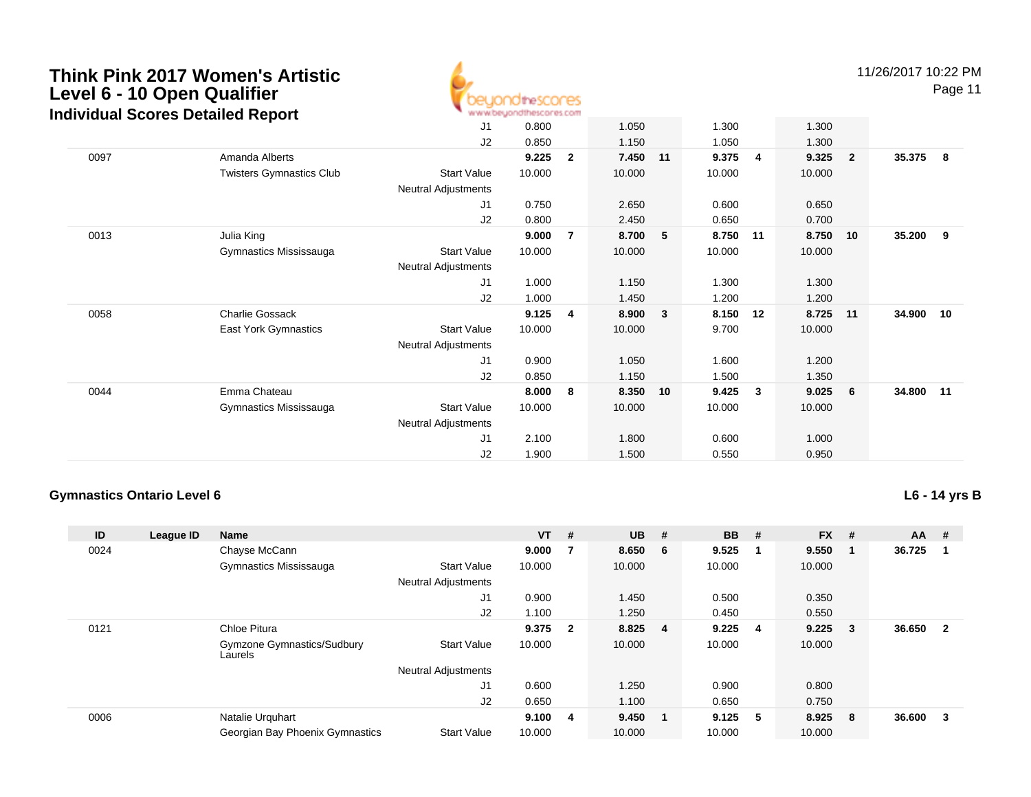# Think Pink 2017 Women's Artistic Level 6 - 10 Open Qualifier

## Individual Scores Detailed Report

| ID | League ID | Name | | VT | # | UB | # | BB | # | FX | # | AA | # |
|---|---|---|---|---|---|---|---|---|---|---|---|---|---|
| | | | J1 | 0.800 | | 1.050 | | 1.300 | | 1.300 | | | |
| | | | J2 | 0.850 | | 1.150 | | 1.050 | | 1.300 | | | |
| 0097 | | Amanda Alberts | | **9.225** | **2** | **7.450** | **11** | **9.375** | **4** | **9.325** | **2** | **35.375** | **8** |
| | | Twisters Gymnastics Club | Start Value | 10.000 | | 10.000 | | 10.000 | | 10.000 | | | |
| | | | Neutral Adjustments | | | | | | | | | | |
| | | | J1 | 0.750 | | 2.650 | | 0.600 | | 0.650 | | | |
| | | | J2 | 0.800 | | 2.450 | | 0.650 | | 0.700 | | | |
| 0013 | | Julia King | | **9.000** | **7** | **8.700** | **5** | **8.750** | **11** | **8.750** | **10** | **35.200** | **9** |
| | | Gymnastics Mississauga | Start Value | 10.000 | | 10.000 | | 10.000 | | 10.000 | | | |
| | | | Neutral Adjustments | | | | | | | | | | |
| | | | J1 | 1.000 | | 1.150 | | 1.300 | | 1.300 | | | |
| | | | J2 | 1.000 | | 1.450 | | 1.200 | | 1.200 | | | |
| 0058 | | Charlie Gossack | | **9.125** | **4** | **8.900** | **3** | **8.150** | **12** | **8.725** | **11** | **34.900** | **10** |
| | | East York Gymnastics | Start Value | 10.000 | | 10.000 | | 9.700 | | 10.000 | | | |
| | | | Neutral Adjustments | | | | | | | | | | |
| | | | J1 | 0.900 | | 1.050 | | 1.600 | | 1.200 | | | |
| | | | J2 | 0.850 | | 1.150 | | 1.500 | | 1.350 | | | |
| 0044 | | Emma Chateau | | **8.000** | **8** | **8.350** | **10** | **9.425** | **3** | **9.025** | **6** | **34.800** | **11** |
| | | Gymnastics Mississauga | Start Value | 10.000 | | 10.000 | | 10.000 | | 10.000 | | | |
| | | | Neutral Adjustments | | | | | | | | | | |
| | | | J1 | 2.100 | | 1.800 | | 0.600 | | 1.000 | | | |
| | | | J2 | 1.900 | | 1.500 | | 0.550 | | 0.950 | | | |

### Gymnastics Ontario Level 6

**L6 - 14 yrs B**

| ID | League ID | Name | | VT | # | UB | # | BB | # | FX | # | AA | # |
|---|---|---|---|---|---|---|---|---|---|---|---|---|---|
| 0024 | | Chayse McCann | | **9.000** | **7** | **8.650** | **6** | **9.525** | **1** | **9.550** | **1** | **36.725** | **1** |
| | | Gymnastics Mississauga | Start Value | 10.000 | | 10.000 | | 10.000 | | 10.000 | | | |
| | | | Neutral Adjustments | | | | | | | | | | |
| | | | J1 | 0.900 | | 1.450 | | 0.500 | | 0.350 | | | |
| | | | J2 | 1.100 | | 1.250 | | 0.450 | | 0.550 | | | |
| 0121 | | Chloe Pitura | | **9.375** | **2** | **8.825** | **4** | **9.225** | **4** | **9.225** | **3** | **36.650** | **2** |
| | | Gymzone Gymnastics/Sudbury Laurels | Start Value | 10.000 | | 10.000 | | 10.000 | | 10.000 | | | |
| | | | Neutral Adjustments | | | | | | | | | | |
| | | | J1 | 0.600 | | 1.250 | | 0.900 | | 0.800 | | | |
| | | | J2 | 0.650 | | 1.100 | | 0.650 | | 0.750 | | | |
| 0006 | | Natalie Urquhart | | **9.100** | **4** | **9.450** | **1** | **9.125** | **5** | **8.925** | **8** | **36.600** | **3** |
| | | Georgian Bay Phoenix Gymnastics | Start Value | 10.000 | | 10.000 | | 10.000 | | 10.000 | | | |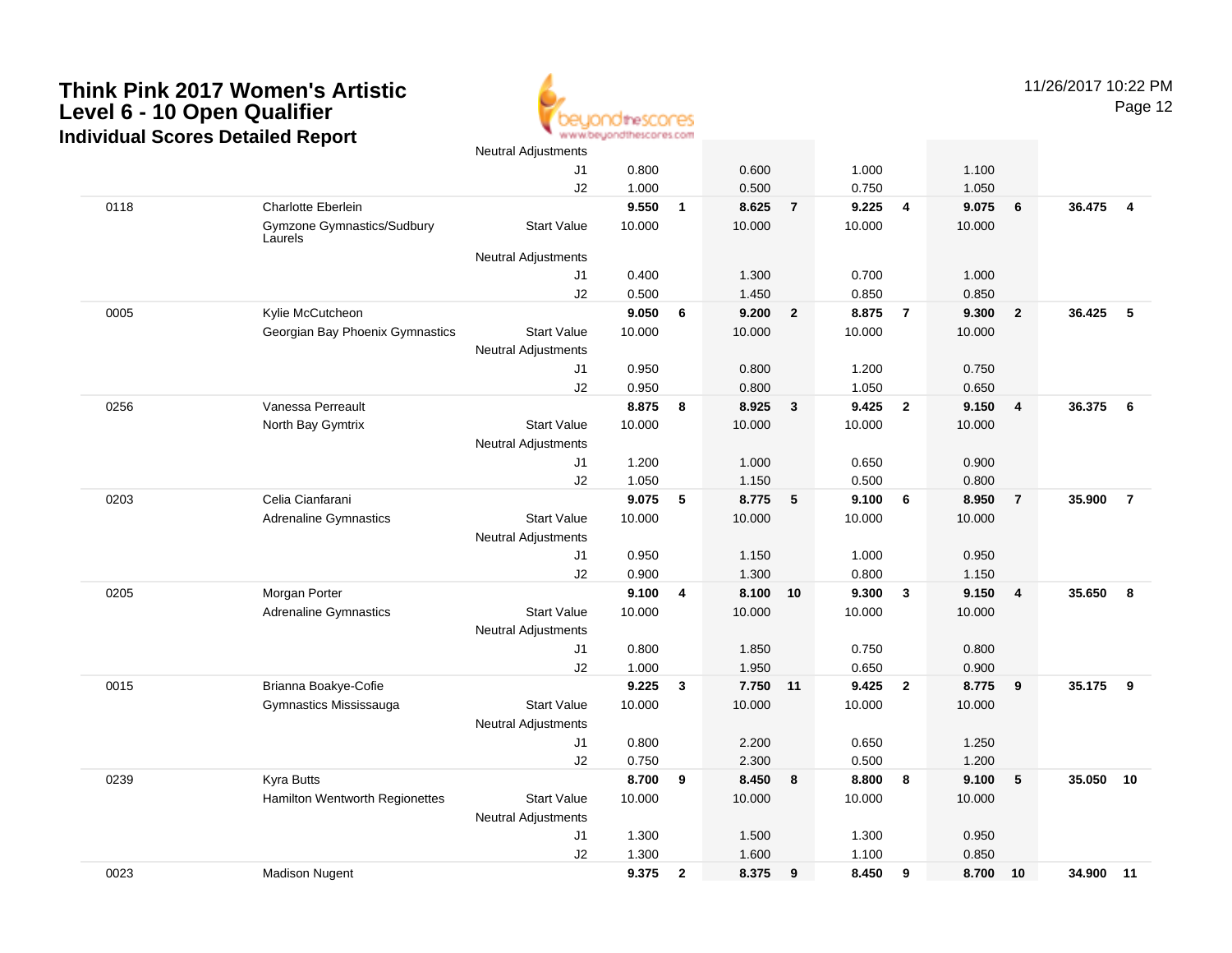# Think Pink 2017 Women's Artistic Level 6 - 10 Open Qualifier

## Individual Scores Detailed Report

11/26/2017 10:22 PM

| # | Name / Club | | Vault | Rank | Bars | Rank | Beam | Rank | Floor | Rank | AA | Rank |
|---|---|---|---|---|---|---|---|---|---|---|---|---|
| | | Neutral Adjustments | | | | | | | | | | |
| | | J1 | 0.800 | | 0.600 | | 1.000 | | 1.100 | | | |
| | | J2 | 1.000 | | 0.500 | | 0.750 | | 1.050 | | | |
| 0118 | Charlotte Eberlein | | 9.550 | 1 | 8.625 | 7 | 9.225 | 4 | 9.075 | 6 | 36.475 | 4 |
| | Gymzone Gymnastics/Sudbury Laurels | Start Value | 10.000 | | 10.000 | | 10.000 | | 10.000 | | | |
| | | Neutral Adjustments | | | | | | | | | | |
| | | J1 | 0.400 | | 1.300 | | 0.700 | | 1.000 | | | |
| | | J2 | 0.500 | | 1.450 | | 0.850 | | 0.850 | | | |
| 0005 | Kylie McCutcheon | | 9.050 | 6 | 9.200 | 2 | 8.875 | 7 | 9.300 | 2 | 36.425 | 5 |
| | Georgian Bay Phoenix Gymnastics | Start Value | 10.000 | | 10.000 | | 10.000 | | 10.000 | | | |
| | | Neutral Adjustments | | | | | | | | | | |
| | | J1 | 0.950 | | 0.800 | | 1.200 | | 0.750 | | | |
| | | J2 | 0.950 | | 0.800 | | 1.050 | | 0.650 | | | |
| 0256 | Vanessa Perreault | | 8.875 | 8 | 8.925 | 3 | 9.425 | 2 | 9.150 | 4 | 36.375 | 6 |
| | North Bay Gymtrix | Start Value | 10.000 | | 10.000 | | 10.000 | | 10.000 | | | |
| | | Neutral Adjustments | | | | | | | | | | |
| | | J1 | 1.200 | | 1.000 | | 0.650 | | 0.900 | | | |
| | | J2 | 1.050 | | 1.150 | | 0.500 | | 0.800 | | | |
| 0203 | Celia Cianfarani | | 9.075 | 5 | 8.775 | 5 | 9.100 | 6 | 8.950 | 7 | 35.900 | 7 |
| | Adrenaline Gymnastics | Start Value | 10.000 | | 10.000 | | 10.000 | | 10.000 | | | |
| | | Neutral Adjustments | | | | | | | | | | |
| | | J1 | 0.950 | | 1.150 | | 1.000 | | 0.950 | | | |
| | | J2 | 0.900 | | 1.300 | | 0.800 | | 1.150 | | | |
| 0205 | Morgan Porter | | 9.100 | 4 | 8.100 | 10 | 9.300 | 3 | 9.150 | 4 | 35.650 | 8 |
| | Adrenaline Gymnastics | Start Value | 10.000 | | 10.000 | | 10.000 | | 10.000 | | | |
| | | Neutral Adjustments | | | | | | | | | | |
| | | J1 | 0.800 | | 1.850 | | 0.750 | | 0.800 | | | |
| | | J2 | 1.000 | | 1.950 | | 0.650 | | 0.900 | | | |
| 0015 | Brianna Boakye-Cofie | | 9.225 | 3 | 7.750 | 11 | 9.425 | 2 | 8.775 | 9 | 35.175 | 9 |
| | Gymnastics Mississauga | Start Value | 10.000 | | 10.000 | | 10.000 | | 10.000 | | | |
| | | Neutral Adjustments | | | | | | | | | | |
| | | J1 | 0.800 | | 2.200 | | 0.650 | | 1.250 | | | |
| | | J2 | 0.750 | | 2.300 | | 0.500 | | 1.200 | | | |
| 0239 | Kyra Butts | | 8.700 | 9 | 8.450 | 8 | 8.800 | 8 | 9.100 | 5 | 35.050 | 10 |
| | Hamilton Wentworth Regionettes | Start Value | 10.000 | | 10.000 | | 10.000 | | 10.000 | | | |
| | | Neutral Adjustments | | | | | | | | | | |
| | | J1 | 1.300 | | 1.500 | | 1.300 | | 0.950 | | | |
| | | J2 | 1.300 | | 1.600 | | 1.100 | | 0.850 | | | |
| 0023 | Madison Nugent | | 9.375 | 2 | 8.375 | 9 | 8.450 | 9 | 8.700 | 10 | 34.900 | 11 |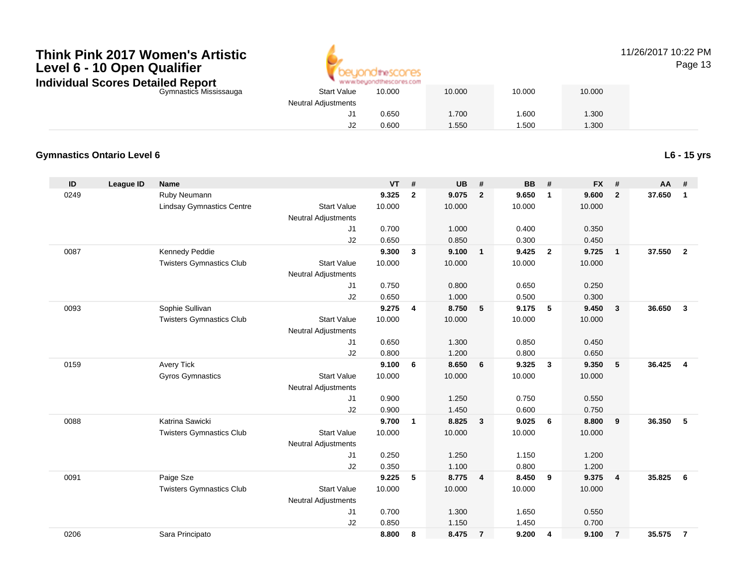# Think Pink 2017 Women's Artistic Level 6 - 10 Open Qualifier

## Individual Scores Detailed Report

11/26/2017 10:22 PM

| | | | | VT | # | UB | # | BB | # | FX | # | AA | # |
|---|---|---|---|---|---|---|---|---|---|---|---|---|---|
| | | Gymnastics Mississauga | Start Value | 10.000 | | 10.000 | | 10.000 | | 10.000 | | | |
| | | | Neutral Adjustments | | | | | | | | | | |
| | | | J1 | 0.650 | | 1.700 | | 1.600 | | 1.300 | | | |
| | | | J2 | 0.600 | | 1.550 | | 1.500 | | 1.300 | | | |

### Gymnastics Ontario Level 6

**L6 - 15 yrs**

| ID | League ID | Name | | VT | # | UB | # | BB | # | FX | # | AA | # |
|---|---|---|---|---|---|---|---|---|---|---|---|---|---|
| 0249 | | Ruby Neumann | | **9.325** | **2** | **9.075** | **2** | **9.650** | **1** | **9.600** | **2** | **37.650** | **1** |
| | | Lindsay Gymnastics Centre | Start Value | 10.000 | | 10.000 | | 10.000 | | 10.000 | | | |
| | | | Neutral Adjustments | | | | | | | | | | |
| | | | J1 | 0.700 | | 1.000 | | 0.400 | | 0.350 | | | |
| | | | J2 | 0.650 | | 0.850 | | 0.300 | | 0.450 | | | |
| 0087 | | Kennedy Peddie | | **9.300** | **3** | **9.100** | **1** | **9.425** | **2** | **9.725** | **1** | **37.550** | **2** |
| | | Twisters Gymnastics Club | Start Value | 10.000 | | 10.000 | | 10.000 | | 10.000 | | | |
| | | | Neutral Adjustments | | | | | | | | | | |
| | | | J1 | 0.750 | | 0.800 | | 0.650 | | 0.250 | | | |
| | | | J2 | 0.650 | | 1.000 | | 0.500 | | 0.300 | | | |
| 0093 | | Sophie Sullivan | | **9.275** | **4** | **8.750** | **5** | **9.175** | **5** | **9.450** | **3** | **36.650** | **3** |
| | | Twisters Gymnastics Club | Start Value | 10.000 | | 10.000 | | 10.000 | | 10.000 | | | |
| | | | Neutral Adjustments | | | | | | | | | | |
| | | | J1 | 0.650 | | 1.300 | | 0.850 | | 0.450 | | | |
| | | | J2 | 0.800 | | 1.200 | | 0.800 | | 0.650 | | | |
| 0159 | | Avery Tick | | **9.100** | **6** | **8.650** | **6** | **9.325** | **3** | **9.350** | **5** | **36.425** | **4** |
| | | Gyros Gymnastics | Start Value | 10.000 | | 10.000 | | 10.000 | | 10.000 | | | |
| | | | Neutral Adjustments | | | | | | | | | | |
| | | | J1 | 0.900 | | 1.250 | | 0.750 | | 0.550 | | | |
| | | | J2 | 0.900 | | 1.450 | | 0.600 | | 0.750 | | | |
| 0088 | | Katrina Sawicki | | **9.700** | **1** | **8.825** | **3** | **9.025** | **6** | **8.800** | **9** | **36.350** | **5** |
| | | Twisters Gymnastics Club | Start Value | 10.000 | | 10.000 | | 10.000 | | 10.000 | | | |
| | | | Neutral Adjustments | | | | | | | | | | |
| | | | J1 | 0.250 | | 1.250 | | 1.150 | | 1.200 | | | |
| | | | J2 | 0.350 | | 1.100 | | 0.800 | | 1.200 | | | |
| 0091 | | Paige Sze | | **9.225** | **5** | **8.775** | **4** | **8.450** | **9** | **9.375** | **4** | **35.825** | **6** |
| | | Twisters Gymnastics Club | Start Value | 10.000 | | 10.000 | | 10.000 | | 10.000 | | | |
| | | | Neutral Adjustments | | | | | | | | | | |
| | | | J1 | 0.700 | | 1.300 | | 1.650 | | 0.550 | | | |
| | | | J2 | 0.850 | | 1.150 | | 1.450 | | 0.700 | | | |
| 0206 | | Sara Principato | | **8.800** | **8** | **8.475** | **7** | **9.200** | **4** | **9.100** | **7** | **35.575** | **7** |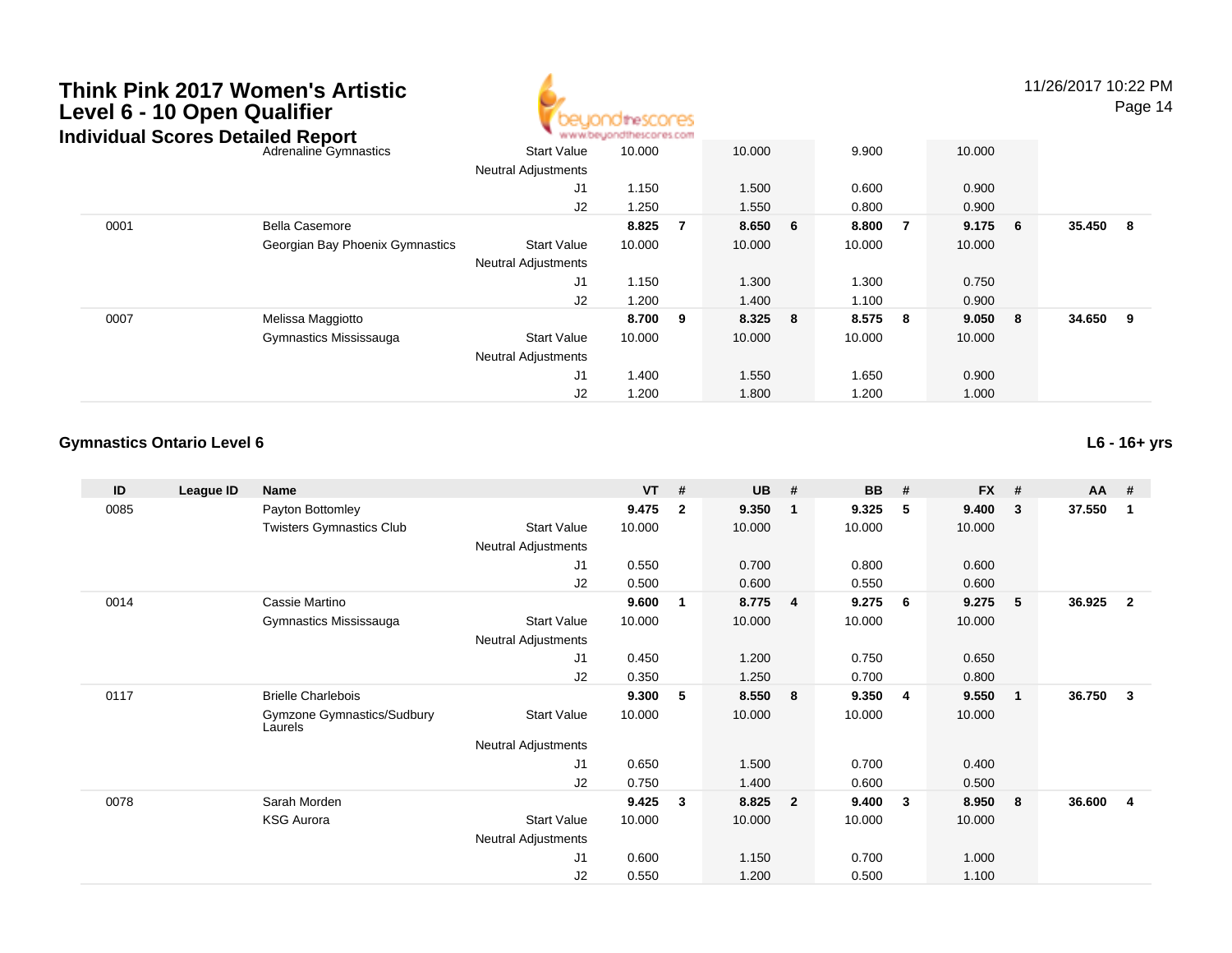# Think Pink 2017 Women's Artistic Level 6 - 10 Open Qualifier

## Individual Scores Detailed Report

| ID | League ID | Name | | VT | # | UB | # | BB | # | FX | # | AA | # |
|---|---|---|---|---|---|---|---|---|---|---|---|---|---|
| | | Adrenaline Gymnastics | Start Value | 10.000 | | 10.000 | | 9.900 | | 10.000 | | | |
| | | | Neutral Adjustments | | | | | | | | | | |
| | | | J1 | 1.150 | | 1.500 | | 0.600 | | 0.900 | | | |
| | | | J2 | 1.250 | | 1.550 | | 0.800 | | 0.900 | | | |
| 0001 | | Bella Casemore | | **8.825** | **7** | **8.650** | **6** | **8.800** | **7** | **9.175** | **6** | **35.450** | **8** |
| | | Georgian Bay Phoenix Gymnastics | Start Value | 10.000 | | 10.000 | | 10.000 | | 10.000 | | | |
| | | | Neutral Adjustments | | | | | | | | | | |
| | | | J1 | 1.150 | | 1.300 | | 1.300 | | 0.750 | | | |
| | | | J2 | 1.200 | | 1.400 | | 1.100 | | 0.900 | | | |
| 0007 | | Melissa Maggiotto | | **8.700** | **9** | **8.325** | **8** | **8.575** | **8** | **9.050** | **8** | **34.650** | **9** |
| | | Gymnastics Mississauga | Start Value | 10.000 | | 10.000 | | 10.000 | | 10.000 | | | |
| | | | Neutral Adjustments | | | | | | | | | | |
| | | | J1 | 1.400 | | 1.550 | | 1.650 | | 0.900 | | | |
| | | | J2 | 1.200 | | 1.800 | | 1.200 | | 1.000 | | | |

### Gymnastics Ontario Level 6

**L6 - 16+ yrs**

| ID | League ID | Name | | VT | # | UB | # | BB | # | FX | # | AA | # |
|---|---|---|---|---|---|---|---|---|---|---|---|---|---|
| 0085 | | Payton Bottomley | | **9.475** | **2** | **9.350** | **1** | **9.325** | **5** | **9.400** | **3** | **37.550** | **1** |
| | | Twisters Gymnastics Club | Start Value | 10.000 | | 10.000 | | 10.000 | | 10.000 | | | |
| | | | Neutral Adjustments | | | | | | | | | | |
| | | | J1 | 0.550 | | 0.700 | | 0.800 | | 0.600 | | | |
| | | | J2 | 0.500 | | 0.600 | | 0.550 | | 0.600 | | | |
| 0014 | | Cassie Martino | | **9.600** | **1** | **8.775** | **4** | **9.275** | **6** | **9.275** | **5** | **36.925** | **2** |
| | | Gymnastics Mississauga | Start Value | 10.000 | | 10.000 | | 10.000 | | 10.000 | | | |
| | | | Neutral Adjustments | | | | | | | | | | |
| | | | J1 | 0.450 | | 1.200 | | 0.750 | | 0.650 | | | |
| | | | J2 | 0.350 | | 1.250 | | 0.700 | | 0.800 | | | |
| 0117 | | Brielle Charlebois | | **9.300** | **5** | **8.550** | **8** | **9.350** | **4** | **9.550** | **1** | **36.750** | **3** |
| | | Gymzone Gymnastics/Sudbury Laurels | Start Value | 10.000 | | 10.000 | | 10.000 | | 10.000 | | | |
| | | | Neutral Adjustments | | | | | | | | | | |
| | | | J1 | 0.650 | | 1.500 | | 0.700 | | 0.400 | | | |
| | | | J2 | 0.750 | | 1.400 | | 0.600 | | 0.500 | | | |
| 0078 | | Sarah Morden | | **9.425** | **3** | **8.825** | **2** | **9.400** | **3** | **8.950** | **8** | **36.600** | **4** |
| | | KSG Aurora | Start Value | 10.000 | | 10.000 | | 10.000 | | 10.000 | | | |
| | | | Neutral Adjustments | | | | | | | | | | |
| | | | J1 | 0.600 | | 1.150 | | 0.700 | | 1.000 | | | |
| | | | J2 | 0.550 | | 1.200 | | 0.500 | | 1.100 | | | |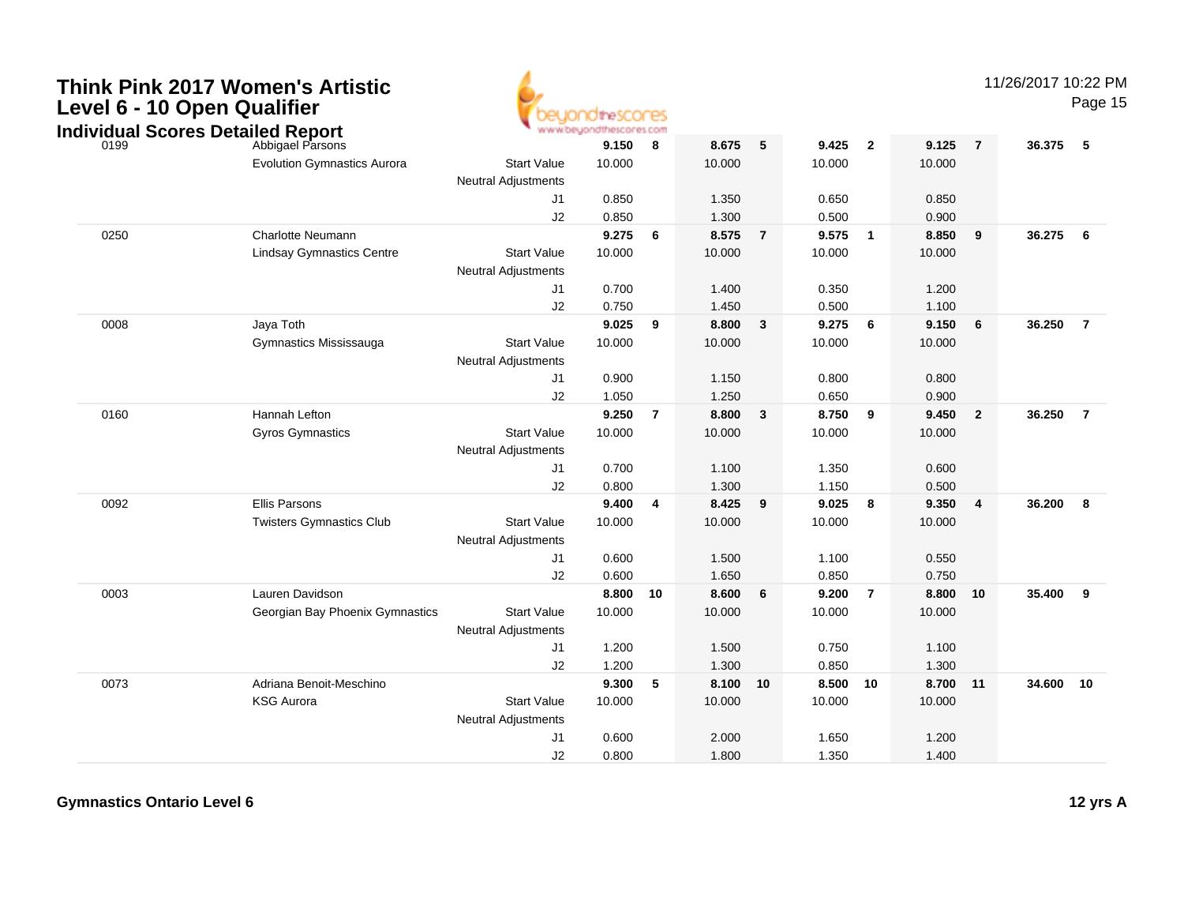# Think Pink 2017 Women's Artistic Level 6 - 10 Open Qualifier

## Individual Scores Detailed Report

11/26/2017 10:22 PM

| # | Name / Club | | Vault | Rank | Bars | Rank | Beam | Rank | Floor | Rank | AA | Rank |
|---|---|---|---|---|---|---|---|---|---|---|---|---|
| 0199 | Abbigael Parsons | | 9.150 | 8 | 8.675 | 5 | 9.425 | 2 | 9.125 | 7 | 36.375 | 5 |
| | Evolution Gymnastics Aurora | Start Value | 10.000 | | 10.000 | | 10.000 | | 10.000 | | | |
| | | Neutral Adjustments | | | | | | | | | | |
| | | J1 | 0.850 | | 1.350 | | 0.650 | | 0.850 | | | |
| | | J2 | 0.850 | | 1.300 | | 0.500 | | 0.900 | | | |
| 0250 | Charlotte Neumann | | 9.275 | 6 | 8.575 | 7 | 9.575 | 1 | 8.850 | 9 | 36.275 | 6 |
| | Lindsay Gymnastics Centre | Start Value | 10.000 | | 10.000 | | 10.000 | | 10.000 | | | |
| | | Neutral Adjustments | | | | | | | | | | |
| | | J1 | 0.700 | | 1.400 | | 0.350 | | 1.200 | | | |
| | | J2 | 0.750 | | 1.450 | | 0.500 | | 1.100 | | | |
| 0008 | Jaya Toth | | 9.025 | 9 | 8.800 | 3 | 9.275 | 6 | 9.150 | 6 | 36.250 | 7 |
| | Gymnastics Mississauga | Start Value | 10.000 | | 10.000 | | 10.000 | | 10.000 | | | |
| | | Neutral Adjustments | | | | | | | | | | |
| | | J1 | 0.900 | | 1.150 | | 0.800 | | 0.800 | | | |
| | | J2 | 1.050 | | 1.250 | | 0.650 | | 0.900 | | | |
| 0160 | Hannah Lefton | | 9.250 | 7 | 8.800 | 3 | 8.750 | 9 | 9.450 | 2 | 36.250 | 7 |
| | Gyros Gymnastics | Start Value | 10.000 | | 10.000 | | 10.000 | | 10.000 | | | |
| | | Neutral Adjustments | | | | | | | | | | |
| | | J1 | 0.700 | | 1.100 | | 1.350 | | 0.600 | | | |
| | | J2 | 0.800 | | 1.300 | | 1.150 | | 0.500 | | | |
| 0092 | Ellis Parsons | | 9.400 | 4 | 8.425 | 9 | 9.025 | 8 | 9.350 | 4 | 36.200 | 8 |
| | Twisters Gymnastics Club | Start Value | 10.000 | | 10.000 | | 10.000 | | 10.000 | | | |
| | | Neutral Adjustments | | | | | | | | | | |
| | | J1 | 0.600 | | 1.500 | | 1.100 | | 0.550 | | | |
| | | J2 | 0.600 | | 1.650 | | 0.850 | | 0.750 | | | |
| 0003 | Lauren Davidson | | 8.800 | 10 | 8.600 | 6 | 9.200 | 7 | 8.800 | 10 | 35.400 | 9 |
| | Georgian Bay Phoenix Gymnastics | Start Value | 10.000 | | 10.000 | | 10.000 | | 10.000 | | | |
| | | Neutral Adjustments | | | | | | | | | | |
| | | J1 | 1.200 | | 1.500 | | 0.750 | | 1.100 | | | |
| | | J2 | 1.200 | | 1.300 | | 0.850 | | 1.300 | | | |
| 0073 | Adriana Benoit-Meschino | | 9.300 | 5 | 8.100 | 10 | 8.500 | 10 | 8.700 | 11 | 34.600 | 10 |
| | KSG Aurora | Start Value | 10.000 | | 10.000 | | 10.000 | | 10.000 | | | |
| | | Neutral Adjustments | | | | | | | | | | |
| | | J1 | 0.600 | | 2.000 | | 1.650 | | 1.200 | | | |
| | | J2 | 0.800 | | 1.800 | | 1.350 | | 1.400 | | | |

**Gymnastics Ontario Level 6** **12 yrs A**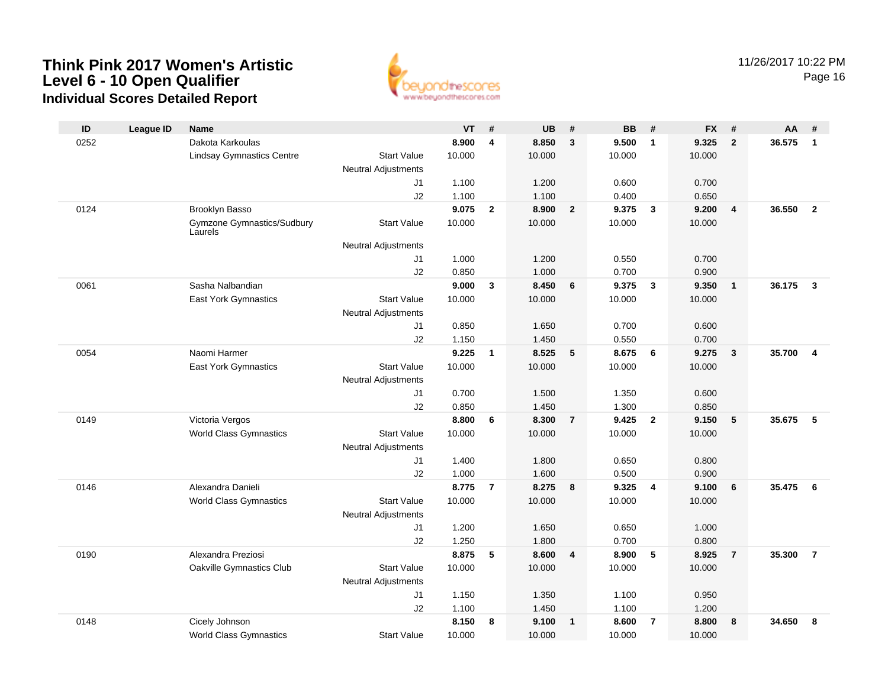# Think Pink 2017 Women's Artistic
## Level 6 - 10 Open Qualifier
### Individual Scores Detailed Report

11/26/2017 10:22 PM

| ID | League ID | Name | | VT | # | UB | # | BB | # | FX | # | AA | # |
|---|---|---|---|---|---|---|---|---|---|---|---|---|---|
| 0252 | | Dakota Karkoulas | | **8.900** | **4** | **8.850** | **3** | **9.500** | **1** | **9.325** | **2** | **36.575** | **1** |
| | | Lindsay Gymnastics Centre | Start Value | 10.000 | | 10.000 | | 10.000 | | 10.000 | | | |
| | | | Neutral Adjustments | | | | | | | | | | |
| | | | J1 | 1.100 | | 1.200 | | 0.600 | | 0.700 | | | |
| | | | J2 | 1.100 | | 1.100 | | 0.400 | | 0.650 | | | |
| 0124 | | Brooklyn Basso | | **9.075** | **2** | **8.900** | **2** | **9.375** | **3** | **9.200** | **4** | **36.550** | **2** |
| | | Gymzone Gymnastics/Sudbury Laurels | Start Value | 10.000 | | 10.000 | | 10.000 | | 10.000 | | | |
| | | | Neutral Adjustments | | | | | | | | | | |
| | | | J1 | 1.000 | | 1.200 | | 0.550 | | 0.700 | | | |
| | | | J2 | 0.850 | | 1.000 | | 0.700 | | 0.900 | | | |
| 0061 | | Sasha Nalbandian | | **9.000** | **3** | **8.450** | **6** | **9.375** | **3** | **9.350** | **1** | **36.175** | **3** |
| | | East York Gymnastics | Start Value | 10.000 | | 10.000 | | 10.000 | | 10.000 | | | |
| | | | Neutral Adjustments | | | | | | | | | | |
| | | | J1 | 0.850 | | 1.650 | | 0.700 | | 0.600 | | | |
| | | | J2 | 1.150 | | 1.450 | | 0.550 | | 0.700 | | | |
| 0054 | | Naomi Harmer | | **9.225** | **1** | **8.525** | **5** | **8.675** | **6** | **9.275** | **3** | **35.700** | **4** |
| | | East York Gymnastics | Start Value | 10.000 | | 10.000 | | 10.000 | | 10.000 | | | |
| | | | Neutral Adjustments | | | | | | | | | | |
| | | | J1 | 0.700 | | 1.500 | | 1.350 | | 0.600 | | | |
| | | | J2 | 0.850 | | 1.450 | | 1.300 | | 0.850 | | | |
| 0149 | | Victoria Vergos | | **8.800** | **6** | **8.300** | **7** | **9.425** | **2** | **9.150** | **5** | **35.675** | **5** |
| | | World Class Gymnastics | Start Value | 10.000 | | 10.000 | | 10.000 | | 10.000 | | | |
| | | | Neutral Adjustments | | | | | | | | | | |
| | | | J1 | 1.400 | | 1.800 | | 0.650 | | 0.800 | | | |
| | | | J2 | 1.000 | | 1.600 | | 0.500 | | 0.900 | | | |
| 0146 | | Alexandra Danieli | | **8.775** | **7** | **8.275** | **8** | **9.325** | **4** | **9.100** | **6** | **35.475** | **6** |
| | | World Class Gymnastics | Start Value | 10.000 | | 10.000 | | 10.000 | | 10.000 | | | |
| | | | Neutral Adjustments | | | | | | | | | | |
| | | | J1 | 1.200 | | 1.650 | | 0.650 | | 1.000 | | | |
| | | | J2 | 1.250 | | 1.800 | | 0.700 | | 0.800 | | | |
| 0190 | | Alexandra Preziosi | | **8.875** | **5** | **8.600** | **4** | **8.900** | **5** | **8.925** | **7** | **35.300** | **7** |
| | | Oakville Gymnastics Club | Start Value | 10.000 | | 10.000 | | 10.000 | | 10.000 | | | |
| | | | Neutral Adjustments | | | | | | | | | | |
| | | | J1 | 1.150 | | 1.350 | | 1.100 | | 0.950 | | | |
| | | | J2 | 1.100 | | 1.450 | | 1.100 | | 1.200 | | | |
| 0148 | | Cicely Johnson | | **8.150** | **8** | **9.100** | **1** | **8.600** | **7** | **8.800** | **8** | **34.650** | **8** |
| | | World Class Gymnastics | Start Value | 10.000 | | 10.000 | | 10.000 | | 10.000 | | | |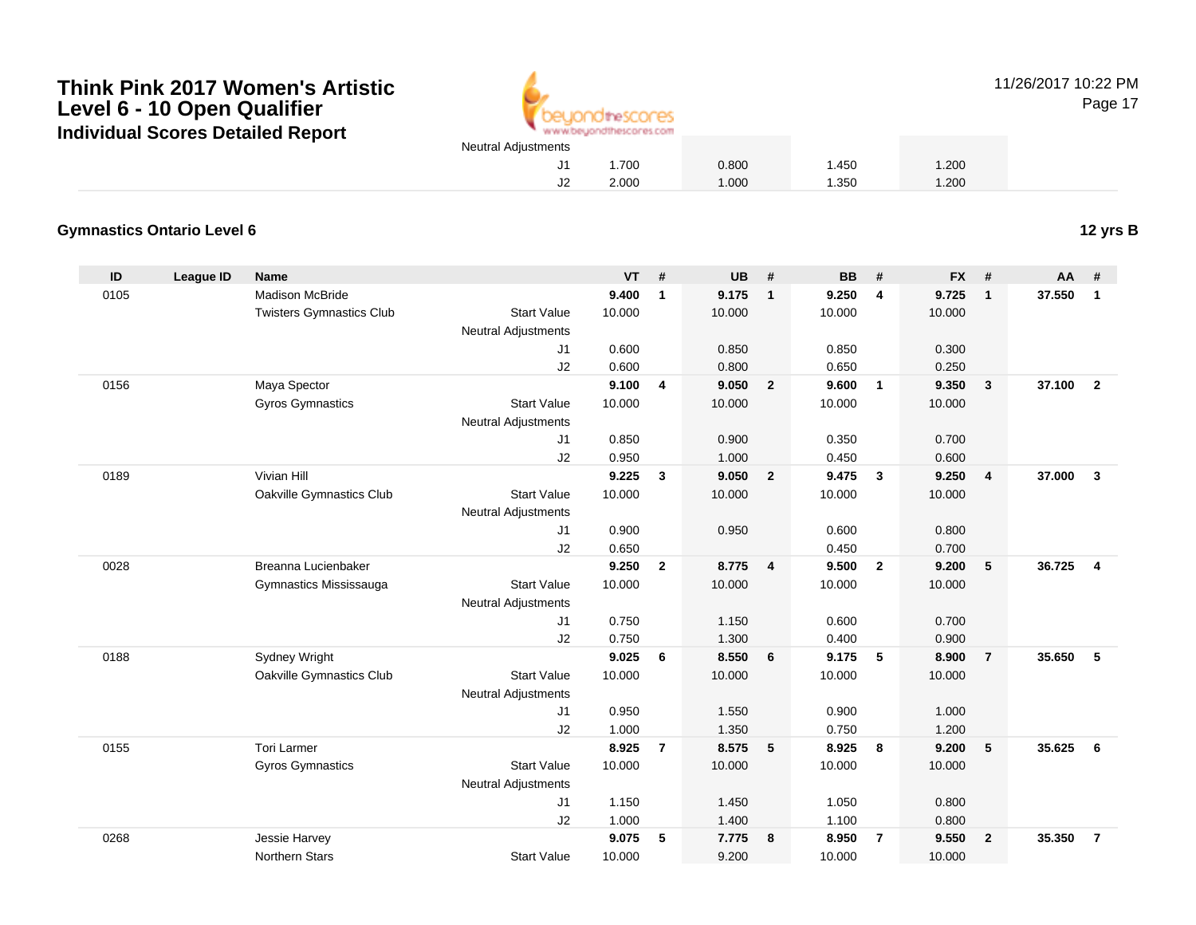# Think Pink 2017 Women's Artistic Level 6 - 10 Open Qualifier
## Individual Scores Detailed Report

11/26/2017 10:22 PM

| | | | | VT | | UB | | BB | | FX | | | |
|---|---|---|---|---|---|---|---|---|---|---|---|---|---|
| | | | Neutral Adjustments | | | | | | | | | | |
| | | | J1 | 1.700 | | 0.800 | | 1.450 | | 1.200 | | | |
| | | | J2 | 2.000 | | 1.000 | | 1.350 | | 1.200 | | | |

### Gymnastics Ontario Level 6

**12 yrs B**

| ID | League ID | Name | | VT | # | UB | # | BB | # | FX | # | AA | # |
|---|---|---|---|---|---|---|---|---|---|---|---|---|---|
| 0105 | | Madison McBride | | **9.400** | **1** | **9.175** | **1** | **9.250** | **4** | **9.725** | **1** | **37.550** | **1** |
| | | Twisters Gymnastics Club | Start Value | 10.000 | | 10.000 | | 10.000 | | 10.000 | | | |
| | | | Neutral Adjustments | | | | | | | | | | |
| | | | J1 | 0.600 | | 0.850 | | 0.850 | | 0.300 | | | |
| | | | J2 | 0.600 | | 0.800 | | 0.650 | | 0.250 | | | |
| 0156 | | Maya Spector | | **9.100** | **4** | **9.050** | **2** | **9.600** | **1** | **9.350** | **3** | **37.100** | **2** |
| | | Gyros Gymnastics | Start Value | 10.000 | | 10.000 | | 10.000 | | 10.000 | | | |
| | | | Neutral Adjustments | | | | | | | | | | |
| | | | J1 | 0.850 | | 0.900 | | 0.350 | | 0.700 | | | |
| | | | J2 | 0.950 | | 1.000 | | 0.450 | | 0.600 | | | |
| 0189 | | Vivian Hill | | **9.225** | **3** | **9.050** | **2** | **9.475** | **3** | **9.250** | **4** | **37.000** | **3** |
| | | Oakville Gymnastics Club | Start Value | 10.000 | | 10.000 | | 10.000 | | 10.000 | | | |
| | | | Neutral Adjustments | | | | | | | | | | |
| | | | J1 | 0.900 | | 0.950 | | 0.600 | | 0.800 | | | |
| | | | J2 | 0.650 | | | | 0.450 | | 0.700 | | | |
| 0028 | | Breanna Lucienbaker | | **9.250** | **2** | **8.775** | **4** | **9.500** | **2** | **9.200** | **5** | **36.725** | **4** |
| | | Gymnastics Mississauga | Start Value | 10.000 | | 10.000 | | 10.000 | | 10.000 | | | |
| | | | Neutral Adjustments | | | | | | | | | | |
| | | | J1 | 0.750 | | 1.150 | | 0.600 | | 0.700 | | | |
| | | | J2 | 0.750 | | 1.300 | | 0.400 | | 0.900 | | | |
| 0188 | | Sydney Wright | | **9.025** | **6** | **8.550** | **6** | **9.175** | **5** | **8.900** | **7** | **35.650** | **5** |
| | | Oakville Gymnastics Club | Start Value | 10.000 | | 10.000 | | 10.000 | | 10.000 | | | |
| | | | Neutral Adjustments | | | | | | | | | | |
| | | | J1 | 0.950 | | 1.550 | | 0.900 | | 1.000 | | | |
| | | | J2 | 1.000 | | 1.350 | | 0.750 | | 1.200 | | | |
| 0155 | | Tori Larmer | | **8.925** | **7** | **8.575** | **5** | **8.925** | **8** | **9.200** | **5** | **35.625** | **6** |
| | | Gyros Gymnastics | Start Value | 10.000 | | 10.000 | | 10.000 | | 10.000 | | | |
| | | | Neutral Adjustments | | | | | | | | | | |
| | | | J1 | 1.150 | | 1.450 | | 1.050 | | 0.800 | | | |
| | | | J2 | 1.000 | | 1.400 | | 1.100 | | 0.800 | | | |
| 0268 | | Jessie Harvey | | **9.075** | **5** | **7.775** | **8** | **8.950** | **7** | **9.550** | **2** | **35.350** | **7** |
| | | Northern Stars | Start Value | 10.000 | | 9.200 | | 10.000 | | 10.000 | | | |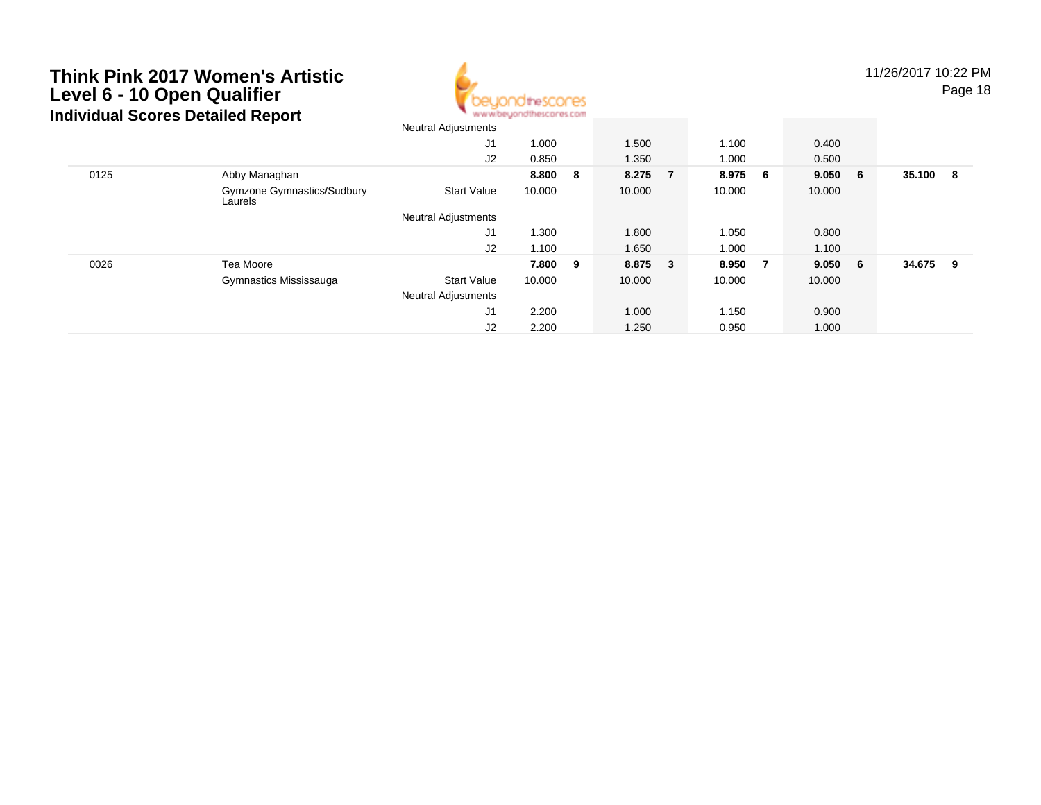# Think Pink 2017 Women's Artistic
## Level 6 - 10 Open Qualifier
### Individual Scores Detailed Report

| | | | | | | | | | | | | |
|---|---|---|---|---|---|---|---|---|---|---|---|---|
| | | Neutral Adjustments | | | | | | | | | | |
| | | J1 | 1.000 | | 1.500 | | 1.100 | | 0.400 | | | |
| | | J2 | 0.850 | | 1.350 | | 1.000 | | 0.500 | | | |
| 0125 | Abby Managhan | | **8.800** | **8** | **8.275** | **7** | **8.975** | **6** | **9.050** | **6** | **35.100** | **8** |
| | Gymzone Gymnastics/Sudbury Laurels | Start Value | 10.000 | | 10.000 | | 10.000 | | 10.000 | | | |
| | | Neutral Adjustments | | | | | | | | | | |
| | | J1 | 1.300 | | 1.800 | | 1.050 | | 0.800 | | | |
| | | J2 | 1.100 | | 1.650 | | 1.000 | | 1.100 | | | |
| 0026 | Tea Moore | | **7.800** | **9** | **8.875** | **3** | **8.950** | **7** | **9.050** | **6** | **34.675** | **9** |
| | Gymnastics Mississauga | Start Value | 10.000 | | 10.000 | | 10.000 | | 10.000 | | | |
| | | Neutral Adjustments | | | | | | | | | | |
| | | J1 | 2.200 | | 1.000 | | 1.150 | | 0.900 | | | |
| | | J2 | 2.200 | | 1.250 | | 0.950 | | 1.000 | | | |